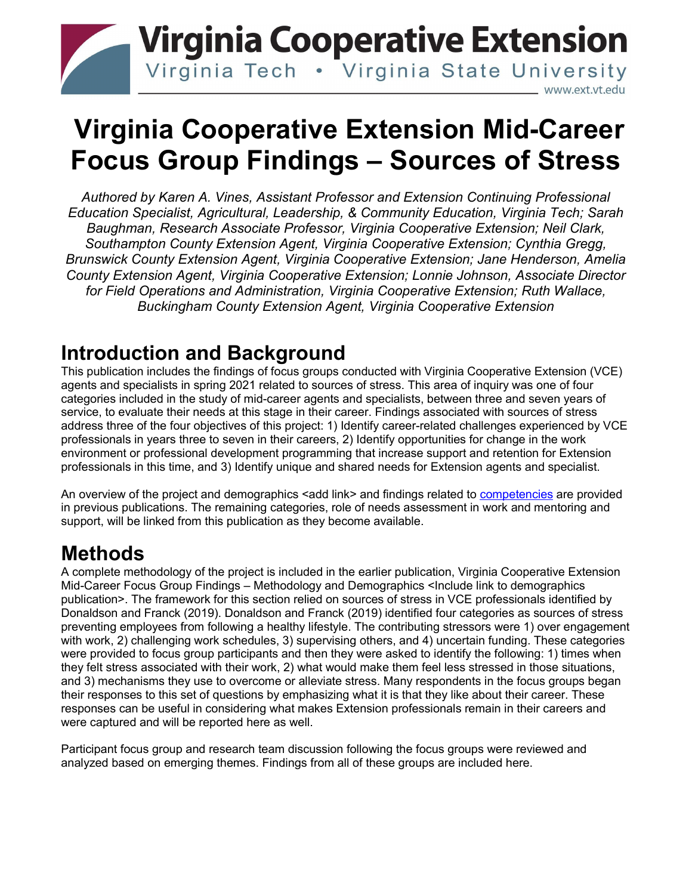# Virginia Cooperative Extension Mid-Career Focus Group Findings – Sources of Stress

*Authored by Karen A. Vines, Assistant Professor and Extension Continuing Professional Education Specialist, Agricultural, Leadership, & Community Education, Virginia Tech; Sarah Baughman, Research Associate Professor, Virginia Cooperative Extension; Neil Clark, Southampton County Extension Agent, Virginia Cooperative Extension; Cynthia Gregg, Brunswick County Extension Agent, Virginia Cooperative Extension; Jane Henderson, Amelia County Extension Agent, Virginia Cooperative Extension; Lonnie Johnson, Associate Director for Field Operations and Administration, Virginia Cooperative Extension; Ruth Wallace, Buckingham County Extension Agent, Virginia Cooperative Extension*

## Introduction and Background

This publication includes the findings of focus groups conducted with Virginia Cooperative Extension (VCE) agents and specialists in spring 2021 related to sources of stress. This area of inquiry was one of four categories included in the study of mid-career agents and specialists, between three and seven years of service, to evaluate their needs at this stage in their career. Findings associated with sources of stress address three of the four objectives of this project: 1) Identify career-related challenges experienced by VCE professionals in years three to seven in their careers, 2) Identify opportunities for change in the work environment or professional development programming that increase support and retention for Extension professionals in this time, and 3) Identify unique and shared needs for Extension agents and specialist.

An overview of the project and demographics <add link> and findings related to competencies are provided in previous publications. The remaining categories, role of needs assessment in work and mentoring and support, will be linked from this publication as they become available.

## Methods

A complete methodology of the project is included in the earlier publication, Virginia Cooperative Extension Mid-Career Focus Group Findings – Methodology and Demographics <Include link to demographics publication>. The framework for this section relied on sources of stress in VCE professionals identified by Donaldson and Franck (2019). Donaldson and Franck (2019) identified four categories as sources of stress preventing employees from following a healthy lifestyle. The contributing stressors were 1) over engagement with work, 2) challenging work schedules, 3) supervising others, and 4) uncertain funding. These categories were provided to focus group participants and then they were asked to identify the following: 1) times when they felt stress associated with their work, 2) what would make them feel less stressed in those situations, and 3) mechanisms they use to overcome or alleviate stress. Many respondents in the focus groups began their responses to this set of questions by emphasizing what it is that they like about their career. These responses can be useful in considering what makes Extension professionals remain in their careers and were captured and will be reported here as well.

Participant focus group and research team discussion following the focus groups were reviewed and analyzed based on emerging themes. Findings from all of these groups are included here.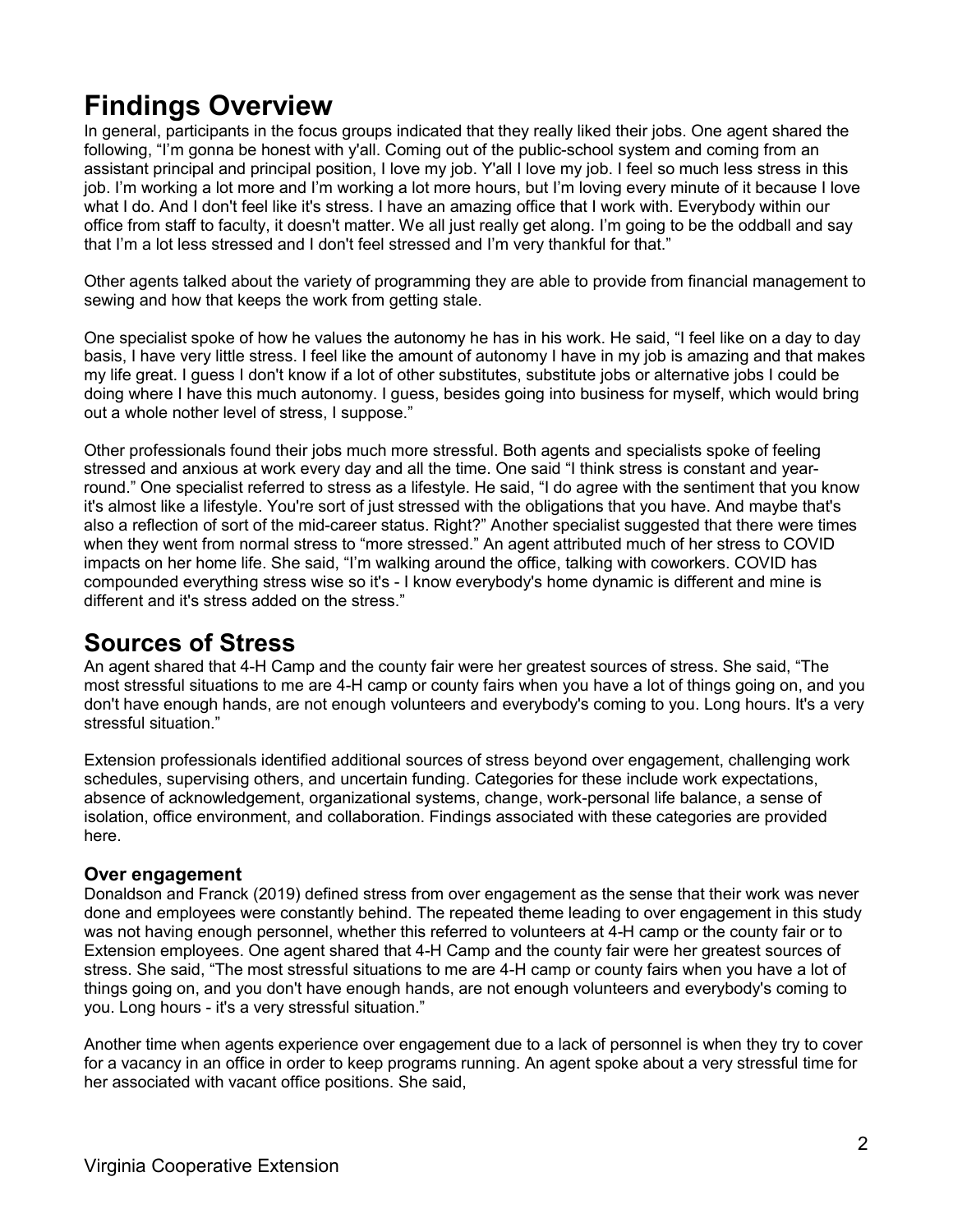# Findings Overview

In general, participants in the focus groups indicated that they really liked their jobs. One agent shared the following, "I'm gonna be honest with y'all. Coming out of the public-school system and coming from an assistant principal and principal position, I love my job. Y'all I love my job. I feel so much less stress in this job. I'm working a lot more and I'm working a lot more hours, but I'm loving every minute of it because I love what I do. And I don't feel like it's stress. I have an amazing office that I work with. Everybody within our office from staff to faculty, it doesn't matter. We all just really get along. I'm going to be the oddball and say that I'm a lot less stressed and I don't feel stressed and I'm very thankful for that."

Other agents talked about the variety of programming they are able to provide from financial management to sewing and how that keeps the work from getting stale.

One specialist spoke of how he values the autonomy he has in his work. He said, "I feel like on a day to day basis, I have very little stress. I feel like the amount of autonomy I have in my job is amazing and that makes my life great. I guess I don't know if a lot of other substitutes, substitute jobs or alternative jobs I could be doing where I have this much autonomy. I guess, besides going into business for myself, which would bring out a whole nother level of stress, I suppose."

Other professionals found their jobs much more stressful. Both agents and specialists spoke of feeling stressed and anxious at work every day and all the time. One said "I think stress is constant and year-round." One specialist referred to stress as a lifestyle. He said, "I do agree with the sentiment that you know it's almost like a lifestyle. You're sort of just stressed with the obligations that you have. And maybe that's also a reflection of sort of the mid-career status. Right?" Another specialist suggested that there were times when they went from normal stress to "more stressed." An agent attributed much of her stress to COVID impacts on her home life. She said, "I'm walking around the office, talking with coworkers. COVID has compounded everything stress wise so it's - I know everybody's home dynamic is different and mine is different and it's stress added on the stress."

# Sources of Stress

An agent shared that 4-H Camp and the county fair were her greatest sources of stress. She said, "The most stressful situations to me are 4-H camp or county fairs when you have a lot of things going on, and you don't have enough hands, are not enough volunteers and everybody's coming to you. Long hours. It's a very stressful situation."

Extension professionals identified additional sources of stress beyond over engagement, challenging work schedules, supervising others, and uncertain funding. Categories for these include work expectations, absence of acknowledgement, organizational systems, change, work-personal life balance, a sense of isolation, office environment, and collaboration. Findings associated with these categories are provided here.

### Over engagement

Donaldson and Franck (2019) defined stress from over engagement as the sense that their work was never done and employees were constantly behind. The repeated theme leading to over engagement in this study was not having enough personnel, whether this referred to volunteers at 4-H camp or the county fair or to Extension employees. One agent shared that 4-H Camp and the county fair were her greatest sources of stress. She said, "The most stressful situations to me are 4-H camp or county fairs when you have a lot of things going on, and you don't have enough hands, are not enough volunteers and everybody's coming to you. Long hours - it's a very stressful situation."

Another time when agents experience over engagement due to a lack of personnel is when they try to cover for a vacancy in an office in order to keep programs running. An agent spoke about a very stressful time for her associated with vacant office positions. She said,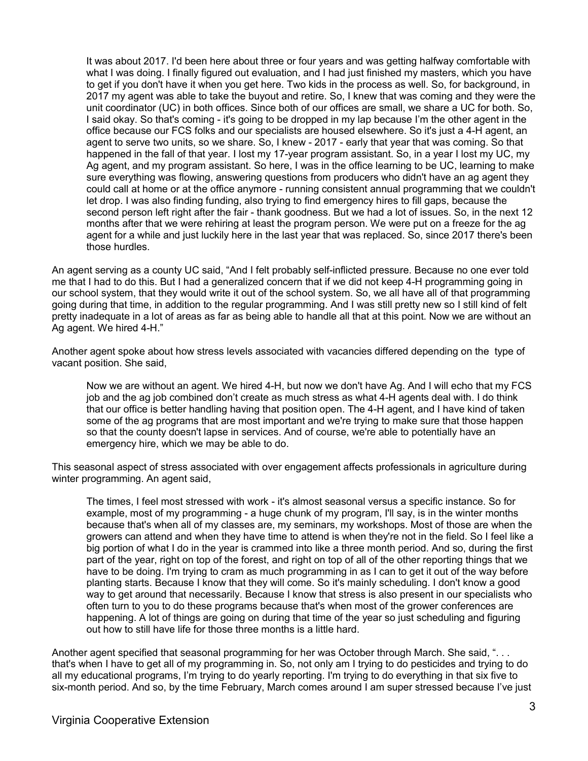> It was about 2017. I'd been here about three or four years and was getting halfway comfortable with what I was doing. I finally figured out evaluation, and I had just finished my masters, which you have to get if you don't have it when you get here. Two kids in the process as well. So, for background, in 2017 my agent was able to take the buyout and retire. So, I knew that was coming and they were the unit coordinator (UC) in both offices. Since both of our offices are small, we share a UC for both. So, I said okay. So that's coming - it's going to be dropped in my lap because I'm the other agent in the office because our FCS folks and our specialists are housed elsewhere. So it's just a 4-H agent, an agent to serve two units, so we share. So, I knew - 2017 - early that year that was coming. So that happened in the fall of that year. I lost my 17-year program assistant. So, in a year I lost my UC, my Ag agent, and my program assistant. So here, I was in the office learning to be UC, learning to make sure everything was flowing, answering questions from producers who didn't have an ag agent they could call at home or at the office anymore - running consistent annual programming that we couldn't let drop. I was also finding funding, also trying to find emergency hires to fill gaps, because the second person left right after the fair - thank goodness. But we had a lot of issues. So, in the next 12 months after that we were rehiring at least the program person. We were put on a freeze for the ag agent for a while and just luckily here in the last year that was replaced. So, since 2017 there's been those hurdles.

An agent serving as a county UC said, "And I felt probably self-inflicted pressure. Because no one ever told me that I had to do this. But I had a generalized concern that if we did not keep 4-H programming going in our school system, that they would write it out of the school system. So, we all have all of that programming going during that time, in addition to the regular programming. And I was still pretty new so I still kind of felt pretty inadequate in a lot of areas as far as being able to handle all that at this point. Now we are without an Ag agent. We hired 4-H."

Another agent spoke about how stress levels associated with vacancies differed depending on the type of vacant position. She said,

> Now we are without an agent. We hired 4-H, but now we don't have Ag. And I will echo that my FCS job and the ag job combined don't create as much stress as what 4-H agents deal with. I do think that our office is better handling having that position open. The 4-H agent, and I have kind of taken some of the ag programs that are most important and we're trying to make sure that those happen so that the county doesn't lapse in services. And of course, we're able to potentially have an emergency hire, which we may be able to do.

This seasonal aspect of stress associated with over engagement affects professionals in agriculture during winter programming. An agent said,

> The times, I feel most stressed with work - it's almost seasonal versus a specific instance. So for example, most of my programming - a huge chunk of my program, I'll say, is in the winter months because that's when all of my classes are, my seminars, my workshops. Most of those are when the growers can attend and when they have time to attend is when they're not in the field. So I feel like a big portion of what I do in the year is crammed into like a three month period. And so, during the first part of the year, right on top of the forest, and right on top of all of the other reporting things that we have to be doing. I'm trying to cram as much programming in as I can to get it out of the way before planting starts. Because I know that they will come. So it's mainly scheduling. I don't know a good way to get around that necessarily. Because I know that stress is also present in our specialists who often turn to you to do these programs because that's when most of the grower conferences are happening. A lot of things are going on during that time of the year so just scheduling and figuring out how to still have life for those three months is a little hard.

Another agent specified that seasonal programming for her was October through March. She said, ". . . that's when I have to get all of my programming in. So, not only am I trying to do pesticides and trying to do all my educational programs, I'm trying to do yearly reporting. I'm trying to do everything in that six five to six-month period. And so, by the time February, March comes around I am super stressed because I've just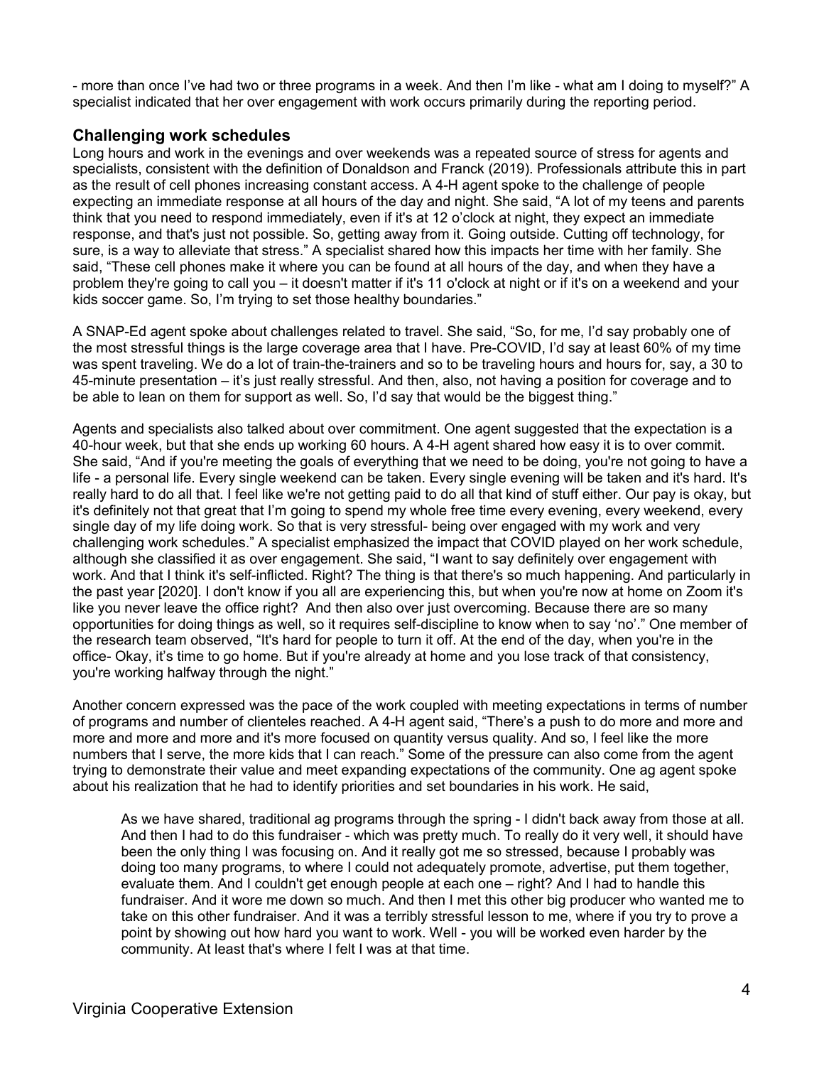- more than once I've had two or three programs in a week. And then I'm like - what am I doing to myself?" A specialist indicated that her over engagement with work occurs primarily during the reporting period.

## Challenging work schedules

Long hours and work in the evenings and over weekends was a repeated source of stress for agents and specialists, consistent with the definition of Donaldson and Franck (2019). Professionals attribute this in part as the result of cell phones increasing constant access. A 4-H agent spoke to the challenge of people expecting an immediate response at all hours of the day and night. She said, "A lot of my teens and parents think that you need to respond immediately, even if it's at 12 o'clock at night, they expect an immediate response, and that's just not possible. So, getting away from it. Going outside. Cutting off technology, for sure, is a way to alleviate that stress." A specialist shared how this impacts her time with her family. She said, "These cell phones make it where you can be found at all hours of the day, and when they have a problem they're going to call you – it doesn't matter if it's 11 o'clock at night or if it's on a weekend and your kids soccer game. So, I'm trying to set those healthy boundaries."

A SNAP-Ed agent spoke about challenges related to travel. She said, "So, for me, I'd say probably one of the most stressful things is the large coverage area that I have. Pre-COVID, I'd say at least 60% of my time was spent traveling. We do a lot of train-the-trainers and so to be traveling hours and hours for, say, a 30 to 45-minute presentation – it's just really stressful. And then, also, not having a position for coverage and to be able to lean on them for support as well. So, I'd say that would be the biggest thing."

Agents and specialists also talked about over commitment. One agent suggested that the expectation is a 40-hour week, but that she ends up working 60 hours. A 4-H agent shared how easy it is to over commit. She said, "And if you're meeting the goals of everything that we need to be doing, you're not going to have a life - a personal life. Every single weekend can be taken. Every single evening will be taken and it's hard. It's really hard to do all that. I feel like we're not getting paid to do all that kind of stuff either. Our pay is okay, but it's definitely not that great that I'm going to spend my whole free time every evening, every weekend, every single day of my life doing work. So that is very stressful- being over engaged with my work and very challenging work schedules." A specialist emphasized the impact that COVID played on her work schedule, although she classified it as over engagement. She said, "I want to say definitely over engagement with work. And that I think it's self-inflicted. Right? The thing is that there's so much happening. And particularly in the past year [2020]. I don't know if you all are experiencing this, but when you're now at home on Zoom it's like you never leave the office right? And then also over just overcoming. Because there are so many opportunities for doing things as well, so it requires self-discipline to know when to say 'no'." One member of the research team observed, "It's hard for people to turn it off. At the end of the day, when you're in the office- Okay, it's time to go home. But if you're already at home and you lose track of that consistency, you're working halfway through the night."

Another concern expressed was the pace of the work coupled with meeting expectations in terms of number of programs and number of clienteles reached. A 4-H agent said, "There's a push to do more and more and more and more and more and it's more focused on quantity versus quality. And so, I feel like the more numbers that I serve, the more kids that I can reach." Some of the pressure can also come from the agent trying to demonstrate their value and meet expanding expectations of the community. One ag agent spoke about his realization that he had to identify priorities and set boundaries in his work. He said,

> As we have shared, traditional ag programs through the spring - I didn't back away from those at all. And then I had to do this fundraiser - which was pretty much. To really do it very well, it should have been the only thing I was focusing on. And it really got me so stressed, because I probably was doing too many programs, to where I could not adequately promote, advertise, put them together, evaluate them. And I couldn't get enough people at each one – right? And I had to handle this fundraiser. And it wore me down so much. And then I met this other big producer who wanted me to take on this other fundraiser. And it was a terribly stressful lesson to me, where if you try to prove a point by showing out how hard you want to work. Well - you will be worked even harder by the community. At least that's where I felt I was at that time.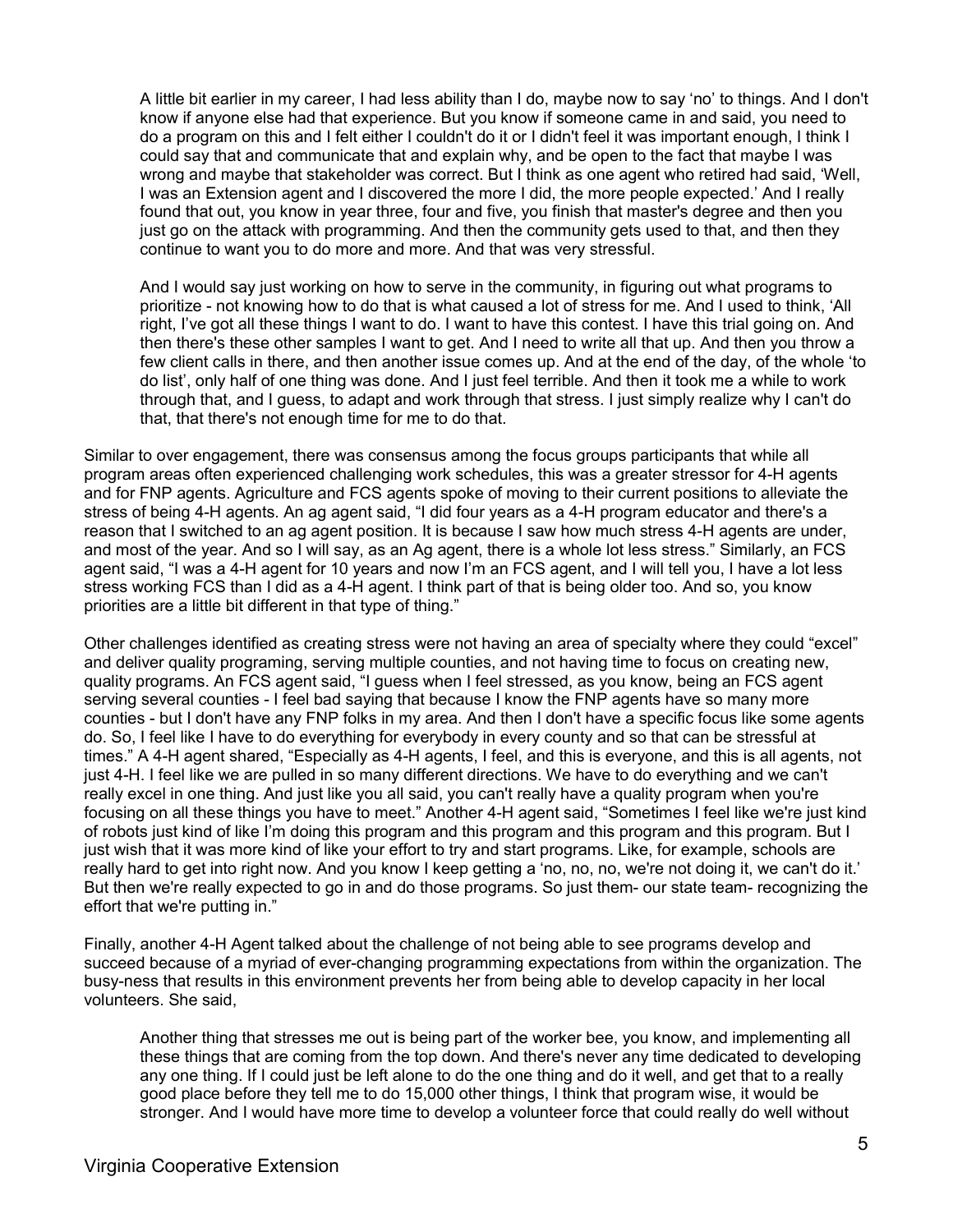> A little bit earlier in my career, I had less ability than I do, maybe now to say 'no' to things. And I don't know if anyone else had that experience. But you know if someone came in and said, you need to do a program on this and I felt either I couldn't do it or I didn't feel it was important enough, I think I could say that and communicate that and explain why, and be open to the fact that maybe I was wrong and maybe that stakeholder was correct. But I think as one agent who retired had said, 'Well, I was an Extension agent and I discovered the more I did, the more people expected.' And I really found that out, you know in year three, four and five, you finish that master's degree and then you just go on the attack with programming. And then the community gets used to that, and then they continue to want you to do more and more. And that was very stressful.
>
> And I would say just working on how to serve in the community, in figuring out what programs to prioritize - not knowing how to do that is what caused a lot of stress for me. And I used to think, 'All right, I've got all these things I want to do. I want to have this contest. I have this trial going on. And then there's these other samples I want to get. And I need to write all that up. And then you throw a few client calls in there, and then another issue comes up. And at the end of the day, of the whole 'to do list', only half of one thing was done. And I just feel terrible. And then it took me a while to work through that, and I guess, to adapt and work through that stress. I just simply realize why I can't do that, that there's not enough time for me to do that.

Similar to over engagement, there was consensus among the focus groups participants that while all program areas often experienced challenging work schedules, this was a greater stressor for 4-H agents and for FNP agents. Agriculture and FCS agents spoke of moving to their current positions to alleviate the stress of being 4-H agents. An ag agent said, "I did four years as a 4-H program educator and there's a reason that I switched to an ag agent position. It is because I saw how much stress 4-H agents are under, and most of the year. And so I will say, as an Ag agent, there is a whole lot less stress." Similarly, an FCS agent said, "I was a 4-H agent for 10 years and now I'm an FCS agent, and I will tell you, I have a lot less stress working FCS than I did as a 4-H agent. I think part of that is being older too. And so, you know priorities are a little bit different in that type of thing."

Other challenges identified as creating stress were not having an area of specialty where they could "excel" and deliver quality programing, serving multiple counties, and not having time to focus on creating new, quality programs. An FCS agent said, "I guess when I feel stressed, as you know, being an FCS agent serving several counties - I feel bad saying that because I know the FNP agents have so many more counties - but I don't have any FNP folks in my area. And then I don't have a specific focus like some agents do. So, I feel like I have to do everything for everybody in every county and so that can be stressful at times." A 4-H agent shared, "Especially as 4-H agents, I feel, and this is everyone, and this is all agents, not just 4-H. I feel like we are pulled in so many different directions. We have to do everything and we can't really excel in one thing. And just like you all said, you can't really have a quality program when you're focusing on all these things you have to meet." Another 4-H agent said, "Sometimes I feel like we're just kind of robots just kind of like I'm doing this program and this program and this program and this program. But I just wish that it was more kind of like your effort to try and start programs. Like, for example, schools are really hard to get into right now. And you know I keep getting a 'no, no, no, we're not doing it, we can't do it.' But then we're really expected to go in and do those programs. So just them- our state team- recognizing the effort that we're putting in."

Finally, another 4-H Agent talked about the challenge of not being able to see programs develop and succeed because of a myriad of ever-changing programming expectations from within the organization. The busy-ness that results in this environment prevents her from being able to develop capacity in her local volunteers. She said,

> Another thing that stresses me out is being part of the worker bee, you know, and implementing all these things that are coming from the top down. And there's never any time dedicated to developing any one thing. If I could just be left alone to do the one thing and do it well, and get that to a really good place before they tell me to do 15,000 other things, I think that program wise, it would be stronger. And I would have more time to develop a volunteer force that could really do well without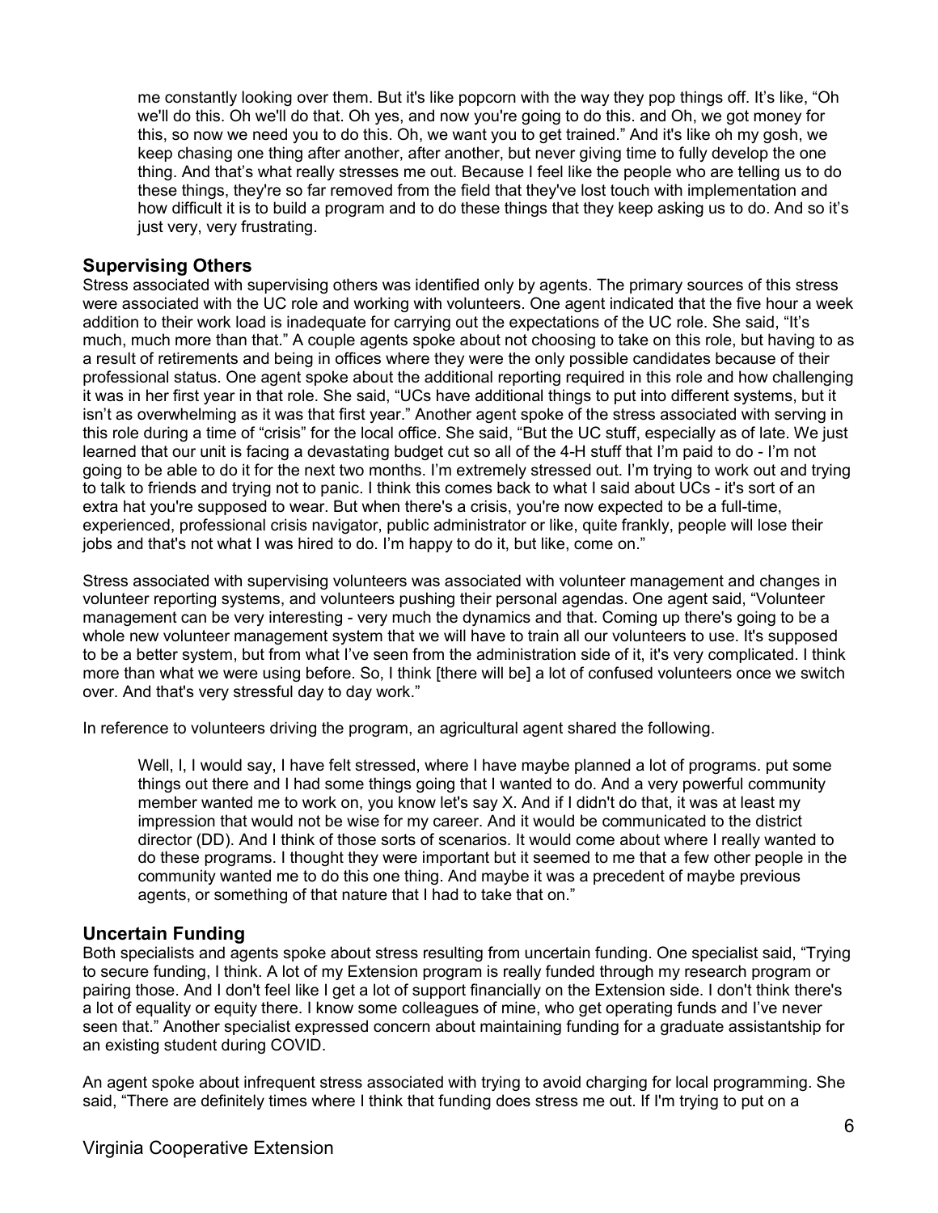me constantly looking over them. But it's like popcorn with the way they pop things off. It's like, "Oh we'll do this. Oh we'll do that. Oh yes, and now you're going to do this. and Oh, we got money for this, so now we need you to do this. Oh, we want you to get trained." And it's like oh my gosh, we keep chasing one thing after another, after another, but never giving time to fully develop the one thing. And that's what really stresses me out. Because I feel like the people who are telling us to do these things, they're so far removed from the field that they've lost touch with implementation and how difficult it is to build a program and to do these things that they keep asking us to do. And so it's just very, very frustrating.

## Supervising Others

Stress associated with supervising others was identified only by agents. The primary sources of this stress were associated with the UC role and working with volunteers. One agent indicated that the five hour a week addition to their work load is inadequate for carrying out the expectations of the UC role. She said, "It's much, much more than that." A couple agents spoke about not choosing to take on this role, but having to as a result of retirements and being in offices where they were the only possible candidates because of their professional status. One agent spoke about the additional reporting required in this role and how challenging it was in her first year in that role. She said, "UCs have additional things to put into different systems, but it isn't as overwhelming as it was that first year." Another agent spoke of the stress associated with serving in this role during a time of "crisis" for the local office. She said, "But the UC stuff, especially as of late. We just learned that our unit is facing a devastating budget cut so all of the 4-H stuff that I'm paid to do - I'm not going to be able to do it for the next two months. I'm extremely stressed out. I'm trying to work out and trying to talk to friends and trying not to panic. I think this comes back to what I said about UCs - it's sort of an extra hat you're supposed to wear. But when there's a crisis, you're now expected to be a full-time, experienced, professional crisis navigator, public administrator or like, quite frankly, people will lose their jobs and that's not what I was hired to do. I'm happy to do it, but like, come on."

Stress associated with supervising volunteers was associated with volunteer management and changes in volunteer reporting systems, and volunteers pushing their personal agendas. One agent said, "Volunteer management can be very interesting - very much the dynamics and that. Coming up there's going to be a whole new volunteer management system that we will have to train all our volunteers to use. It's supposed to be a better system, but from what I've seen from the administration side of it, it's very complicated. I think more than what we were using before. So, I think [there will be] a lot of confused volunteers once we switch over. And that's very stressful day to day work."

In reference to volunteers driving the program, an agricultural agent shared the following.

> Well, I, I would say, I have felt stressed, where I have maybe planned a lot of programs. put some things out there and I had some things going that I wanted to do. And a very powerful community member wanted me to work on, you know let's say X. And if I didn't do that, it was at least my impression that would not be wise for my career. And it would be communicated to the district director (DD). And I think of those sorts of scenarios. It would come about where I really wanted to do these programs. I thought they were important but it seemed to me that a few other people in the community wanted me to do this one thing. And maybe it was a precedent of maybe previous agents, or something of that nature that I had to take that on."

## Uncertain Funding

Both specialists and agents spoke about stress resulting from uncertain funding. One specialist said, "Trying to secure funding, I think. A lot of my Extension program is really funded through my research program or pairing those. And I don't feel like I get a lot of support financially on the Extension side. I don't think there's a lot of equality or equity there. I know some colleagues of mine, who get operating funds and I've never seen that." Another specialist expressed concern about maintaining funding for a graduate assistantship for an existing student during COVID.

An agent spoke about infrequent stress associated with trying to avoid charging for local programming. She said, "There are definitely times where I think that funding does stress me out. If I'm trying to put on a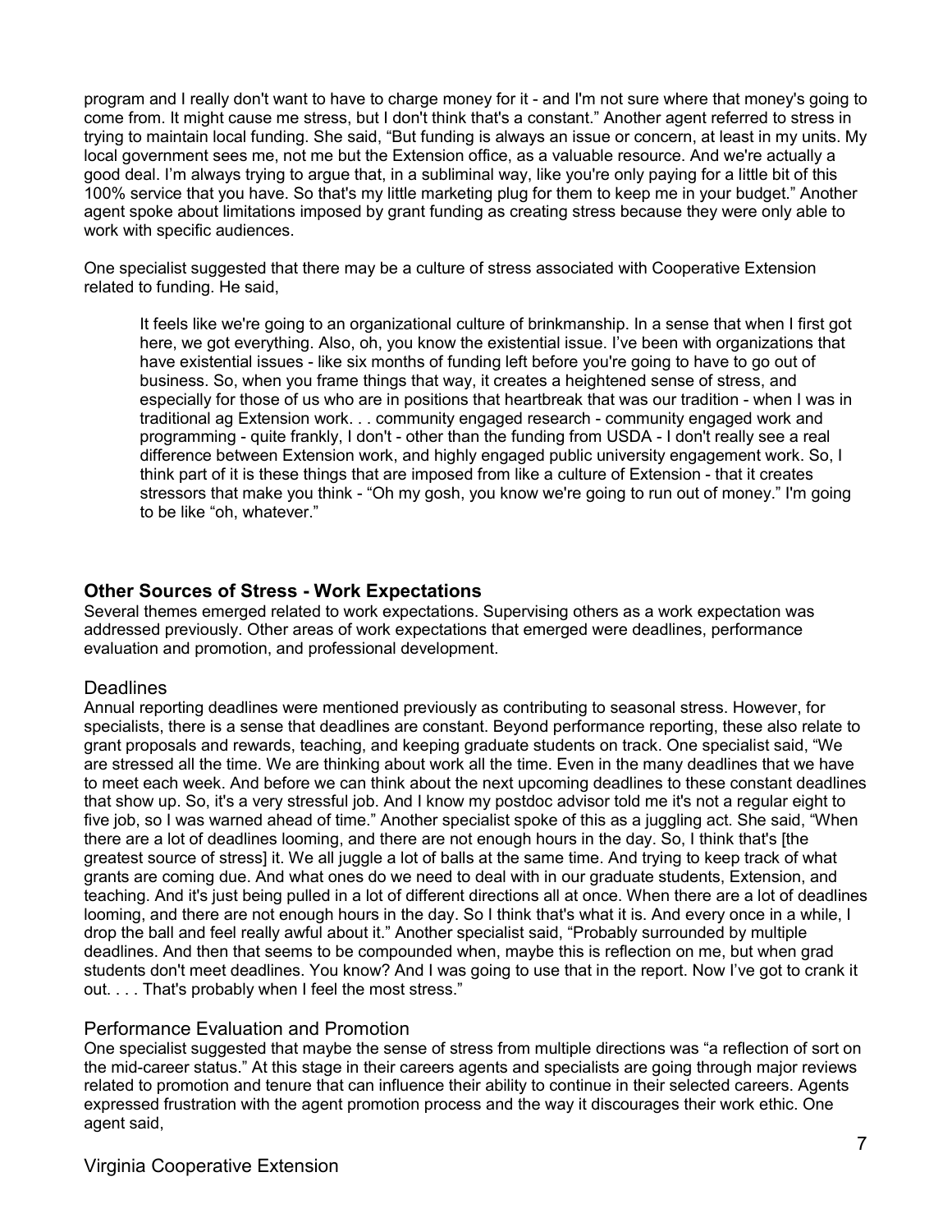program and I really don't want to have to charge money for it - and I'm not sure where that money's going to come from. It might cause me stress, but I don't think that's a constant." Another agent referred to stress in trying to maintain local funding. She said, "But funding is always an issue or concern, at least in my units. My local government sees me, not me but the Extension office, as a valuable resource. And we're actually a good deal. I'm always trying to argue that, in a subliminal way, like you're only paying for a little bit of this 100% service that you have. So that's my little marketing plug for them to keep me in your budget." Another agent spoke about limitations imposed by grant funding as creating stress because they were only able to work with specific audiences.

One specialist suggested that there may be a culture of stress associated with Cooperative Extension related to funding. He said,

> It feels like we're going to an organizational culture of brinkmanship. In a sense that when I first got here, we got everything. Also, oh, you know the existential issue. I've been with organizations that have existential issues - like six months of funding left before you're going to have to go out of business. So, when you frame things that way, it creates a heightened sense of stress, and especially for those of us who are in positions that heartbreak that was our tradition - when I was in traditional ag Extension work. . . community engaged research - community engaged work and programming - quite frankly, I don't - other than the funding from USDA - I don't really see a real difference between Extension work, and highly engaged public university engagement work. So, I think part of it is these things that are imposed from like a culture of Extension - that it creates stressors that make you think - "Oh my gosh, you know we're going to run out of money." I'm going to be like "oh, whatever."

## Other Sources of Stress - Work Expectations

Several themes emerged related to work expectations. Supervising others as a work expectation was addressed previously. Other areas of work expectations that emerged were deadlines, performance evaluation and promotion, and professional development.

### Deadlines

Annual reporting deadlines were mentioned previously as contributing to seasonal stress. However, for specialists, there is a sense that deadlines are constant. Beyond performance reporting, these also relate to grant proposals and rewards, teaching, and keeping graduate students on track. One specialist said, "We are stressed all the time. We are thinking about work all the time. Even in the many deadlines that we have to meet each week. And before we can think about the next upcoming deadlines to these constant deadlines that show up. So, it's a very stressful job. And I know my postdoc advisor told me it's not a regular eight to five job, so I was warned ahead of time." Another specialist spoke of this as a juggling act. She said, "When there are a lot of deadlines looming, and there are not enough hours in the day. So, I think that's [the greatest source of stress] it. We all juggle a lot of balls at the same time. And trying to keep track of what grants are coming due. And what ones do we need to deal with in our graduate students, Extension, and teaching. And it's just being pulled in a lot of different directions all at once. When there are a lot of deadlines looming, and there are not enough hours in the day. So I think that's what it is. And every once in a while, I drop the ball and feel really awful about it." Another specialist said, "Probably surrounded by multiple deadlines. And then that seems to be compounded when, maybe this is reflection on me, but when grad students don't meet deadlines. You know? And I was going to use that in the report. Now I've got to crank it out. . . . That's probably when I feel the most stress."

### Performance Evaluation and Promotion

One specialist suggested that maybe the sense of stress from multiple directions was "a reflection of sort on the mid-career status." At this stage in their careers agents and specialists are going through major reviews related to promotion and tenure that can influence their ability to continue in their selected careers. Agents expressed frustration with the agent promotion process and the way it discourages their work ethic. One agent said,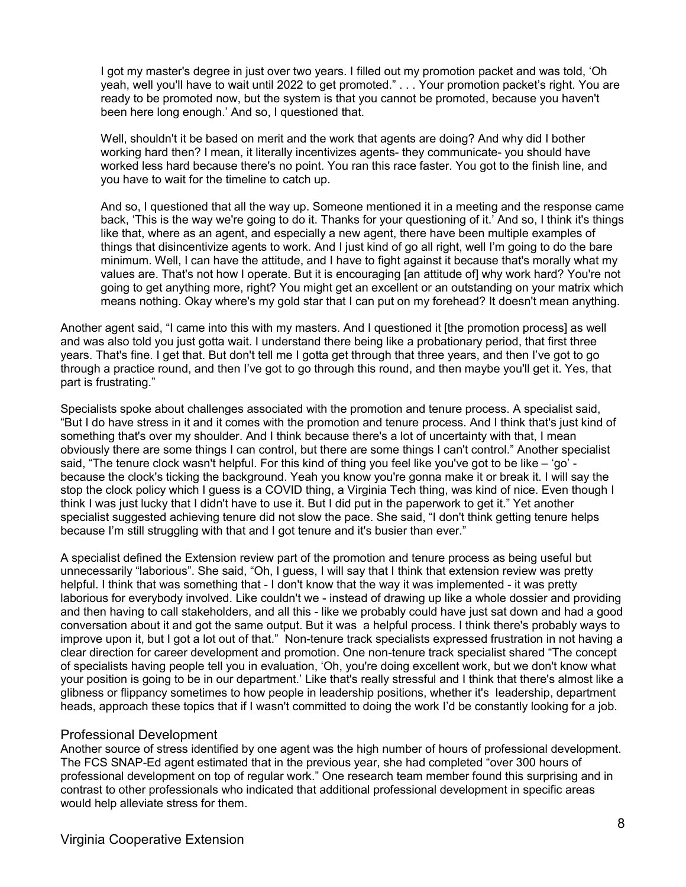> I got my master's degree in just over two years. I filled out my promotion packet and was told, 'Oh yeah, well you'll have to wait until 2022 to get promoted." . . . Your promotion packet's right. You are ready to be promoted now, but the system is that you cannot be promoted, because you haven't been here long enough.' And so, I questioned that.
>
> Well, shouldn't it be based on merit and the work that agents are doing? And why did I bother working hard then? I mean, it literally incentivizes agents- they communicate- you should have worked less hard because there's no point. You ran this race faster. You got to the finish line, and you have to wait for the timeline to catch up.
>
> And so, I questioned that all the way up. Someone mentioned it in a meeting and the response came back, 'This is the way we're going to do it. Thanks for your questioning of it.' And so, I think it's things like that, where as an agent, and especially a new agent, there have been multiple examples of things that disincentivize agents to work. And I just kind of go all right, well I'm going to do the bare minimum. Well, I can have the attitude, and I have to fight against it because that's morally what my values are. That's not how I operate. But it is encouraging [an attitude of] why work hard? You're not going to get anything more, right? You might get an excellent or an outstanding on your matrix which means nothing. Okay where's my gold star that I can put on my forehead? It doesn't mean anything.

Another agent said, "I came into this with my masters. And I questioned it [the promotion process] as well and was also told you just gotta wait. I understand there being like a probationary period, that first three years. That's fine. I get that. But don't tell me I gotta get through that three years, and then I've got to go through a practice round, and then I've got to go through this round, and then maybe you'll get it. Yes, that part is frustrating."

Specialists spoke about challenges associated with the promotion and tenure process. A specialist said, "But I do have stress in it and it comes with the promotion and tenure process. And I think that's just kind of something that's over my shoulder. And I think because there's a lot of uncertainty with that, I mean obviously there are some things I can control, but there are some things I can't control." Another specialist said, "The tenure clock wasn't helpful. For this kind of thing you feel like you've got to be like – 'go' - because the clock's ticking the background. Yeah you know you're gonna make it or break it. I will say the stop the clock policy which I guess is a COVID thing, a Virginia Tech thing, was kind of nice. Even though I think I was just lucky that I didn't have to use it. But I did put in the paperwork to get it." Yet another specialist suggested achieving tenure did not slow the pace. She said, "I don't think getting tenure helps because I'm still struggling with that and I got tenure and it's busier than ever."

A specialist defined the Extension review part of the promotion and tenure process as being useful but unnecessarily "laborious". She said, "Oh, I guess, I will say that I think that extension review was pretty helpful. I think that was something that - I don't know that the way it was implemented - it was pretty laborious for everybody involved. Like couldn't we - instead of drawing up like a whole dossier and providing and then having to call stakeholders, and all this - like we probably could have just sat down and had a good conversation about it and got the same output. But it was a helpful process. I think there's probably ways to improve upon it, but I got a lot out of that." Non-tenure track specialists expressed frustration in not having a clear direction for career development and promotion. One non-tenure track specialist shared "The concept of specialists having people tell you in evaluation, 'Oh, you're doing excellent work, but we don't know what your position is going to be in our department.' Like that's really stressful and I think that there's almost like a glibness or flippancy sometimes to how people in leadership positions, whether it's leadership, department heads, approach these topics that if I wasn't committed to doing the work I'd be constantly looking for a job.

## Professional Development

Another source of stress identified by one agent was the high number of hours of professional development. The FCS SNAP-Ed agent estimated that in the previous year, she had completed "over 300 hours of professional development on top of regular work." One research team member found this surprising and in contrast to other professionals who indicated that additional professional development in specific areas would help alleviate stress for them.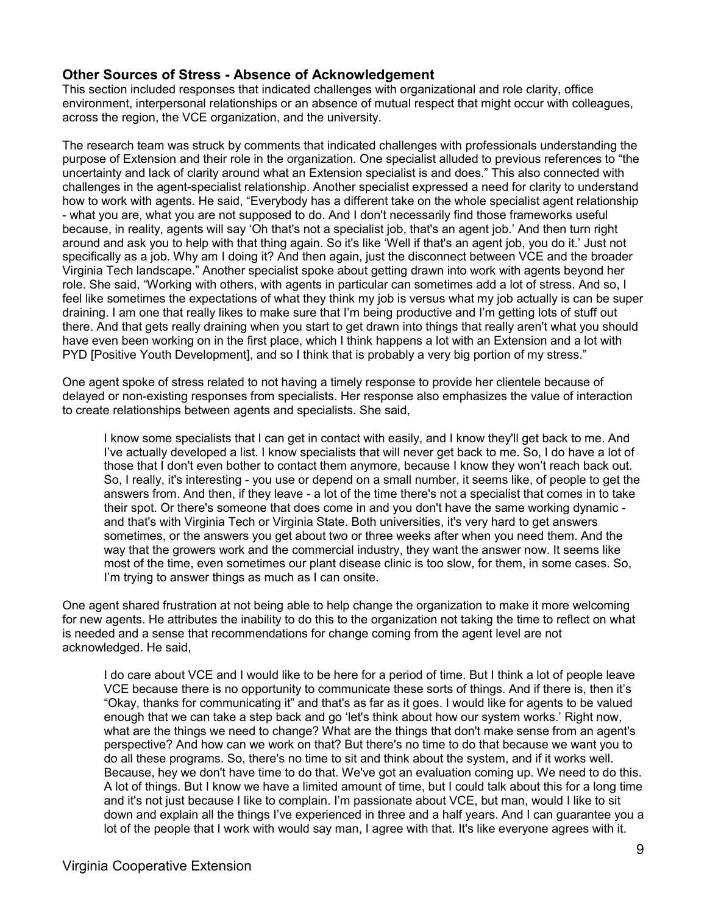### Other Sources of Stress - Absence of Acknowledgement

This section included responses that indicated challenges with organizational and role clarity, office environment, interpersonal relationships or an absence of mutual respect that might occur with colleagues, across the region, the VCE organization, and the university.

The research team was struck by comments that indicated challenges with professionals understanding the purpose of Extension and their role in the organization. One specialist alluded to previous references to "the uncertainty and lack of clarity around what an Extension specialist is and does." This also connected with challenges in the agent-specialist relationship. Another specialist expressed a need for clarity to understand how to work with agents. He said, "Everybody has a different take on the whole specialist agent relationship - what you are, what you are not supposed to do. And I don't necessarily find those frameworks useful because, in reality, agents will say 'Oh that's not a specialist job, that's an agent job.' And then turn right around and ask you to help with that thing again. So it's like 'Well if that's an agent job, you do it.' Just not specifically as a job. Why am I doing it? And then again, just the disconnect between VCE and the broader Virginia Tech landscape." Another specialist spoke about getting drawn into work with agents beyond her role. She said, "Working with others, with agents in particular can sometimes add a lot of stress. And so, I feel like sometimes the expectations of what they think my job is versus what my job actually is can be super draining. I am one that really likes to make sure that I'm being productive and I'm getting lots of stuff out there. And that gets really draining when you start to get drawn into things that really aren't what you should have even been working on in the first place, which I think happens a lot with an Extension and a lot with PYD [Positive Youth Development], and so I think that is probably a very big portion of my stress."

One agent spoke of stress related to not having a timely response to provide her clientele because of delayed or non-existing responses from specialists. Her response also emphasizes the value of interaction to create relationships between agents and specialists. She said,

> I know some specialists that I can get in contact with easily, and I know they'll get back to me. And I've actually developed a list. I know specialists that will never get back to me. So, I do have a lot of those that I don't even bother to contact them anymore, because I know they won't reach back out. So, I really, it's interesting - you use or depend on a small number, it seems like, of people to get the answers from. And then, if they leave - a lot of the time there's not a specialist that comes in to take their spot. Or there's someone that does come in and you don't have the same working dynamic - and that's with Virginia Tech or Virginia State. Both universities, it's very hard to get answers sometimes, or the answers you get about two or three weeks after when you need them. And the way that the growers work and the commercial industry, they want the answer now. It seems like most of the time, even sometimes our plant disease clinic is too slow, for them, in some cases. So, I'm trying to answer things as much as I can onsite.

One agent shared frustration at not being able to help change the organization to make it more welcoming for new agents. He attributes the inability to do this to the organization not taking the time to reflect on what is needed and a sense that recommendations for change coming from the agent level are not acknowledged. He said,

> I do care about VCE and I would like to be here for a period of time. But I think a lot of people leave VCE because there is no opportunity to communicate these sorts of things. And if there is, then it's "Okay, thanks for communicating it" and that's as far as it goes. I would like for agents to be valued enough that we can take a step back and go 'let's think about how our system works.' Right now, what are the things we need to change? What are the things that don't make sense from an agent's perspective? And how can we work on that? But there's no time to do that because we want you to do all these programs. So, there's no time to sit and think about the system, and if it works well. Because, hey we don't have time to do that. We've got an evaluation coming up. We need to do this. A lot of things. But I know we have a limited amount of time, but I could talk about this for a long time and it's not just because I like to complain. I'm passionate about VCE, but man, would I like to sit down and explain all the things I've experienced in three and a half years. And I can guarantee you a lot of the people that I work with would say man, I agree with that. It's like everyone agrees with it.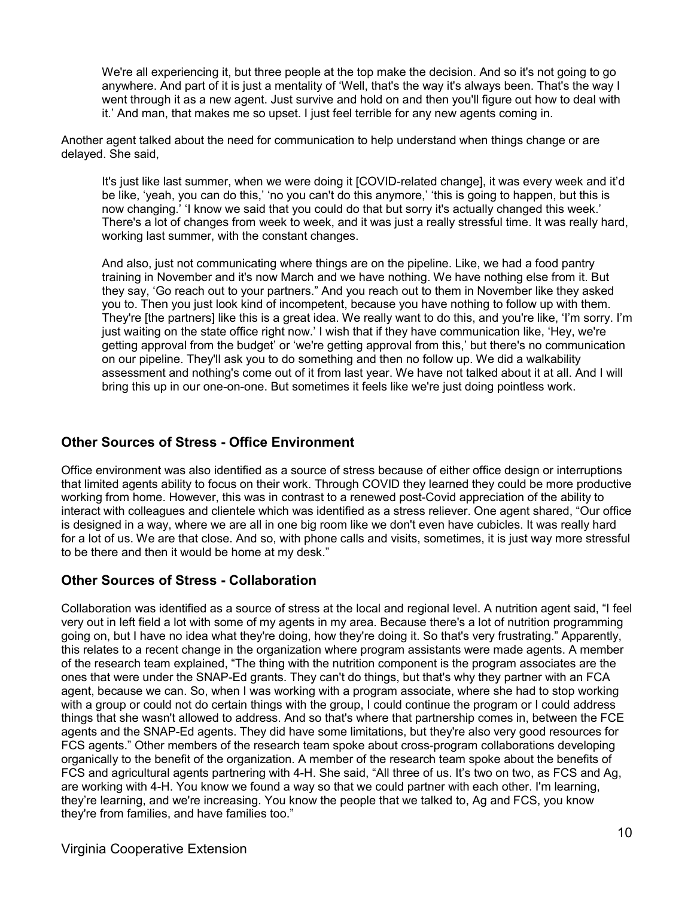> We're all experiencing it, but three people at the top make the decision. And so it's not going to go anywhere. And part of it is just a mentality of 'Well, that's the way it's always been. That's the way I went through it as a new agent. Just survive and hold on and then you'll figure out how to deal with it.' And man, that makes me so upset. I just feel terrible for any new agents coming in.

Another agent talked about the need for communication to help understand when things change or are delayed. She said,

> It's just like last summer, when we were doing it [COVID-related change], it was every week and it'd be like, 'yeah, you can do this,' 'no you can't do this anymore,' 'this is going to happen, but this is now changing.' 'I know we said that you could do that but sorry it's actually changed this week.' There's a lot of changes from week to week, and it was just a really stressful time. It was really hard, working last summer, with the constant changes.
>
> And also, just not communicating where things are on the pipeline. Like, we had a food pantry training in November and it's now March and we have nothing. We have nothing else from it. But they say, 'Go reach out to your partners." And you reach out to them in November like they asked you to. Then you just look kind of incompetent, because you have nothing to follow up with them. They're [the partners] like this is a great idea. We really want to do this, and you're like, 'I'm sorry. I'm just waiting on the state office right now.' I wish that if they have communication like, 'Hey, we're getting approval from the budget' or 'we're getting approval from this,' but there's no communication on our pipeline. They'll ask you to do something and then no follow up. We did a walkability assessment and nothing's come out of it from last year. We have not talked about it at all. And I will bring this up in our one-on-one. But sometimes it feels like we're just doing pointless work.

## Other Sources of Stress - Office Environment

Office environment was also identified as a source of stress because of either office design or interruptions that limited agents ability to focus on their work. Through COVID they learned they could be more productive working from home. However, this was in contrast to a renewed post-Covid appreciation of the ability to interact with colleagues and clientele which was identified as a stress reliever. One agent shared, "Our office is designed in a way, where we are all in one big room like we don't even have cubicles. It was really hard for a lot of us. We are that close. And so, with phone calls and visits, sometimes, it is just way more stressful to be there and then it would be home at my desk."

## Other Sources of Stress - Collaboration

Collaboration was identified as a source of stress at the local and regional level. A nutrition agent said, "I feel very out in left field a lot with some of my agents in my area. Because there's a lot of nutrition programming going on, but I have no idea what they're doing, how they're doing it. So that's very frustrating." Apparently, this relates to a recent change in the organization where program assistants were made agents. A member of the research team explained, "The thing with the nutrition component is the program associates are the ones that were under the SNAP-Ed grants. They can't do things, but that's why they partner with an FCA agent, because we can. So, when I was working with a program associate, where she had to stop working with a group or could not do certain things with the group, I could continue the program or I could address things that she wasn't allowed to address. And so that's where that partnership comes in, between the FCE agents and the SNAP-Ed agents. They did have some limitations, but they're also very good resources for FCS agents." Other members of the research team spoke about cross-program collaborations developing organically to the benefit of the organization. A member of the research team spoke about the benefits of FCS and agricultural agents partnering with 4-H. She said, "All three of us. It's two on two, as FCS and Ag, are working with 4-H. You know we found a way so that we could partner with each other. I'm learning, they're learning, and we're increasing. You know the people that we talked to, Ag and FCS, you know they're from families, and have families too."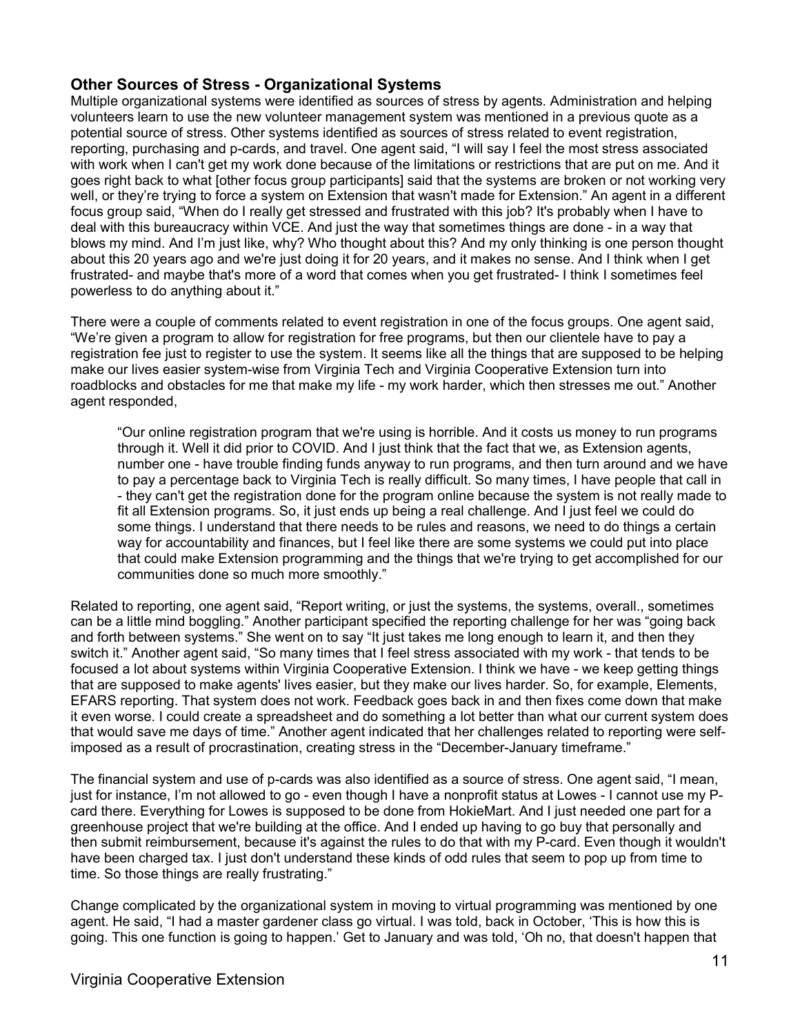## Other Sources of Stress - Organizational Systems

Multiple organizational systems were identified as sources of stress by agents. Administration and helping volunteers learn to use the new volunteer management system was mentioned in a previous quote as a potential source of stress. Other systems identified as sources of stress related to event registration, reporting, purchasing and p-cards, and travel. One agent said, "I will say I feel the most stress associated with work when I can't get my work done because of the limitations or restrictions that are put on me. And it goes right back to what [other focus group participants] said that the systems are broken or not working very well, or they're trying to force a system on Extension that wasn't made for Extension." An agent in a different focus group said, "When do I really get stressed and frustrated with this job? It's probably when I have to deal with this bureaucracy within VCE. And just the way that sometimes things are done - in a way that blows my mind. And I'm just like, why? Who thought about this? And my only thinking is one person thought about this 20 years ago and we're just doing it for 20 years, and it makes no sense. And I think when I get frustrated- and maybe that's more of a word that comes when you get frustrated- I think I sometimes feel powerless to do anything about it."

There were a couple of comments related to event registration in one of the focus groups. One agent said, "We're given a program to allow for registration for free programs, but then our clientele have to pay a registration fee just to register to use the system. It seems like all the things that are supposed to be helping make our lives easier system-wise from Virginia Tech and Virginia Cooperative Extension turn into roadblocks and obstacles for me that make my life - my work harder, which then stresses me out." Another agent responded,

> "Our online registration program that we're using is horrible. And it costs us money to run programs through it. Well it did prior to COVID. And I just think that the fact that we, as Extension agents, number one - have trouble finding funds anyway to run programs, and then turn around and we have to pay a percentage back to Virginia Tech is really difficult. So many times, I have people that call in - they can't get the registration done for the program online because the system is not really made to fit all Extension programs. So, it just ends up being a real challenge. And I just feel we could do some things. I understand that there needs to be rules and reasons, we need to do things a certain way for accountability and finances, but I feel like there are some systems we could put into place that could make Extension programming and the things that we're trying to get accomplished for our communities done so much more smoothly."

Related to reporting, one agent said, "Report writing, or just the systems, the systems, overall., sometimes can be a little mind boggling." Another participant specified the reporting challenge for her was "going back and forth between systems." She went on to say "It just takes me long enough to learn it, and then they switch it." Another agent said, "So many times that I feel stress associated with my work - that tends to be focused a lot about systems within Virginia Cooperative Extension. I think we have - we keep getting things that are supposed to make agents' lives easier, but they make our lives harder. So, for example, Elements, EFARS reporting. That system does not work. Feedback goes back in and then fixes come down that make it even worse. I could create a spreadsheet and do something a lot better than what our current system does that would save me days of time." Another agent indicated that her challenges related to reporting were self-imposed as a result of procrastination, creating stress in the "December-January timeframe."

The financial system and use of p-cards was also identified as a source of stress. One agent said, "I mean, just for instance, I'm not allowed to go - even though I have a nonprofit status at Lowes - I cannot use my P-card there. Everything for Lowes is supposed to be done from HokieMart. And I just needed one part for a greenhouse project that we're building at the office. And I ended up having to go buy that personally and then submit reimbursement, because it's against the rules to do that with my P-card. Even though it wouldn't have been charged tax. I just don't understand these kinds of odd rules that seem to pop up from time to time. So those things are really frustrating."

Change complicated by the organizational system in moving to virtual programming was mentioned by one agent. He said, "I had a master gardener class go virtual. I was told, back in October, 'This is how this is going. This one function is going to happen.' Get to January and was told, 'Oh no, that doesn't happen that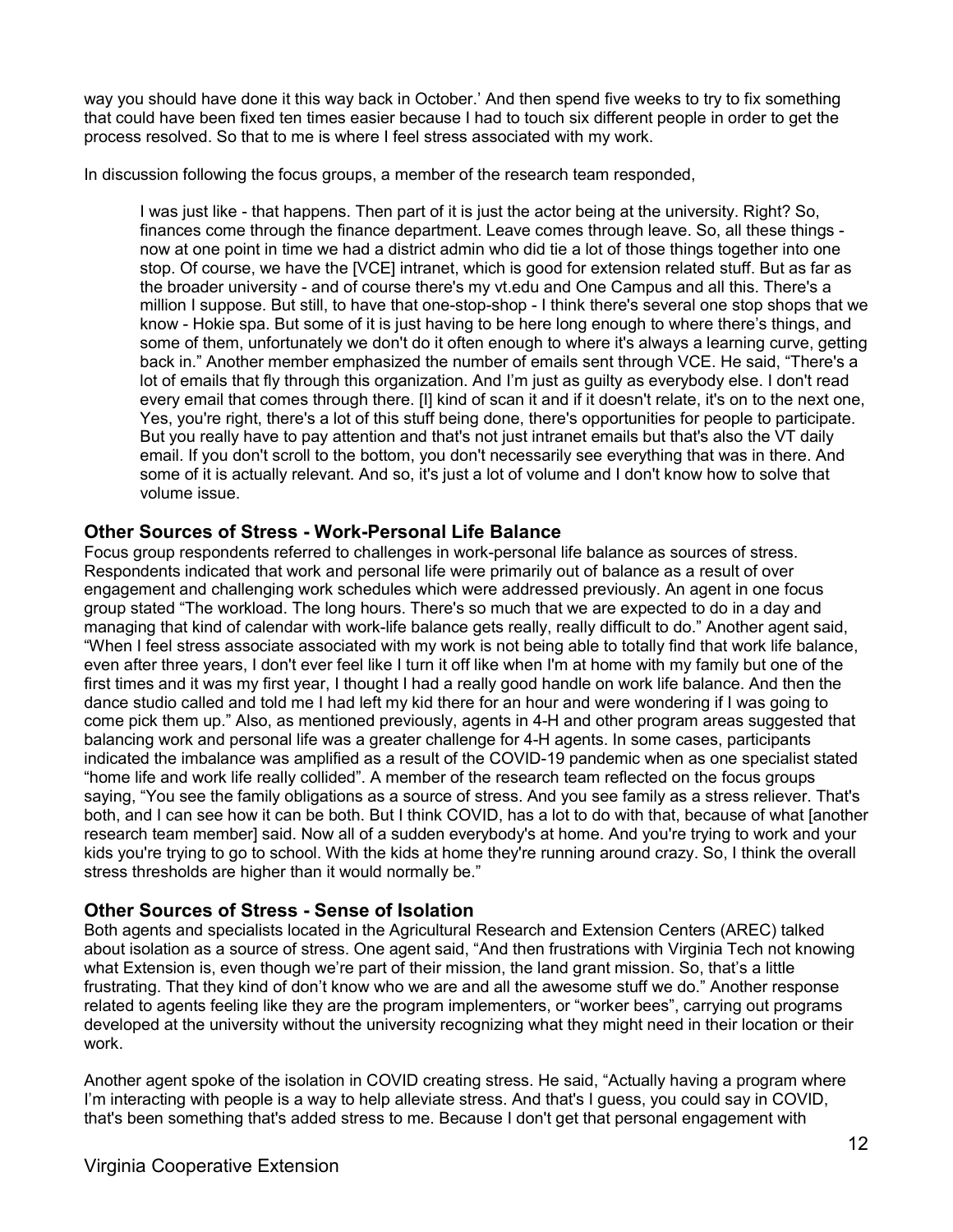way you should have done it this way back in October.' And then spend five weeks to try to fix something that could have been fixed ten times easier because I had to touch six different people in order to get the process resolved. So that to me is where I feel stress associated with my work.

In discussion following the focus groups, a member of the research team responded,

> I was just like - that happens. Then part of it is just the actor being at the university. Right? So, finances come through the finance department. Leave comes through leave. So, all these things - now at one point in time we had a district admin who did tie a lot of those things together into one stop. Of course, we have the [VCE] intranet, which is good for extension related stuff. But as far as the broader university - and of course there's my vt.edu and One Campus and all this. There's a million I suppose. But still, to have that one-stop-shop - I think there's several one stop shops that we know - Hokie spa. But some of it is just having to be here long enough to where there's things, and some of them, unfortunately we don't do it often enough to where it's always a learning curve, getting back in." Another member emphasized the number of emails sent through VCE. He said, "There's a lot of emails that fly through this organization. And I'm just as guilty as everybody else. I don't read every email that comes through there. [I] kind of scan it and if it doesn't relate, it's on to the next one, Yes, you're right, there's a lot of this stuff being done, there's opportunities for people to participate. But you really have to pay attention and that's not just intranet emails but that's also the VT daily email. If you don't scroll to the bottom, you don't necessarily see everything that was in there. And some of it is actually relevant. And so, it's just a lot of volume and I don't know how to solve that volume issue.

## Other Sources of Stress - Work-Personal Life Balance

Focus group respondents referred to challenges in work-personal life balance as sources of stress. Respondents indicated that work and personal life were primarily out of balance as a result of over engagement and challenging work schedules which were addressed previously. An agent in one focus group stated "The workload. The long hours. There's so much that we are expected to do in a day and managing that kind of calendar with work-life balance gets really, really difficult to do." Another agent said, "When I feel stress associate associated with my work is not being able to totally find that work life balance, even after three years, I don't ever feel like I turn it off like when I'm at home with my family but one of the first times and it was my first year, I thought I had a really good handle on work life balance. And then the dance studio called and told me I had left my kid there for an hour and were wondering if I was going to come pick them up." Also, as mentioned previously, agents in 4-H and other program areas suggested that balancing work and personal life was a greater challenge for 4-H agents. In some cases, participants indicated the imbalance was amplified as a result of the COVID-19 pandemic when as one specialist stated "home life and work life really collided". A member of the research team reflected on the focus groups saying, "You see the family obligations as a source of stress. And you see family as a stress reliever. That's both, and I can see how it can be both. But I think COVID, has a lot to do with that, because of what [another research team member] said. Now all of a sudden everybody's at home. And you're trying to work and your kids you're trying to go to school. With the kids at home they're running around crazy. So, I think the overall stress thresholds are higher than it would normally be."

## Other Sources of Stress - Sense of Isolation

Both agents and specialists located in the Agricultural Research and Extension Centers (AREC) talked about isolation as a source of stress. One agent said, "And then frustrations with Virginia Tech not knowing what Extension is, even though we're part of their mission, the land grant mission. So, that's a little frustrating. That they kind of don't know who we are and all the awesome stuff we do." Another response related to agents feeling like they are the program implementers, or "worker bees", carrying out programs developed at the university without the university recognizing what they might need in their location or their work.

Another agent spoke of the isolation in COVID creating stress. He said, "Actually having a program where I'm interacting with people is a way to help alleviate stress. And that's I guess, you could say in COVID, that's been something that's added stress to me. Because I don't get that personal engagement with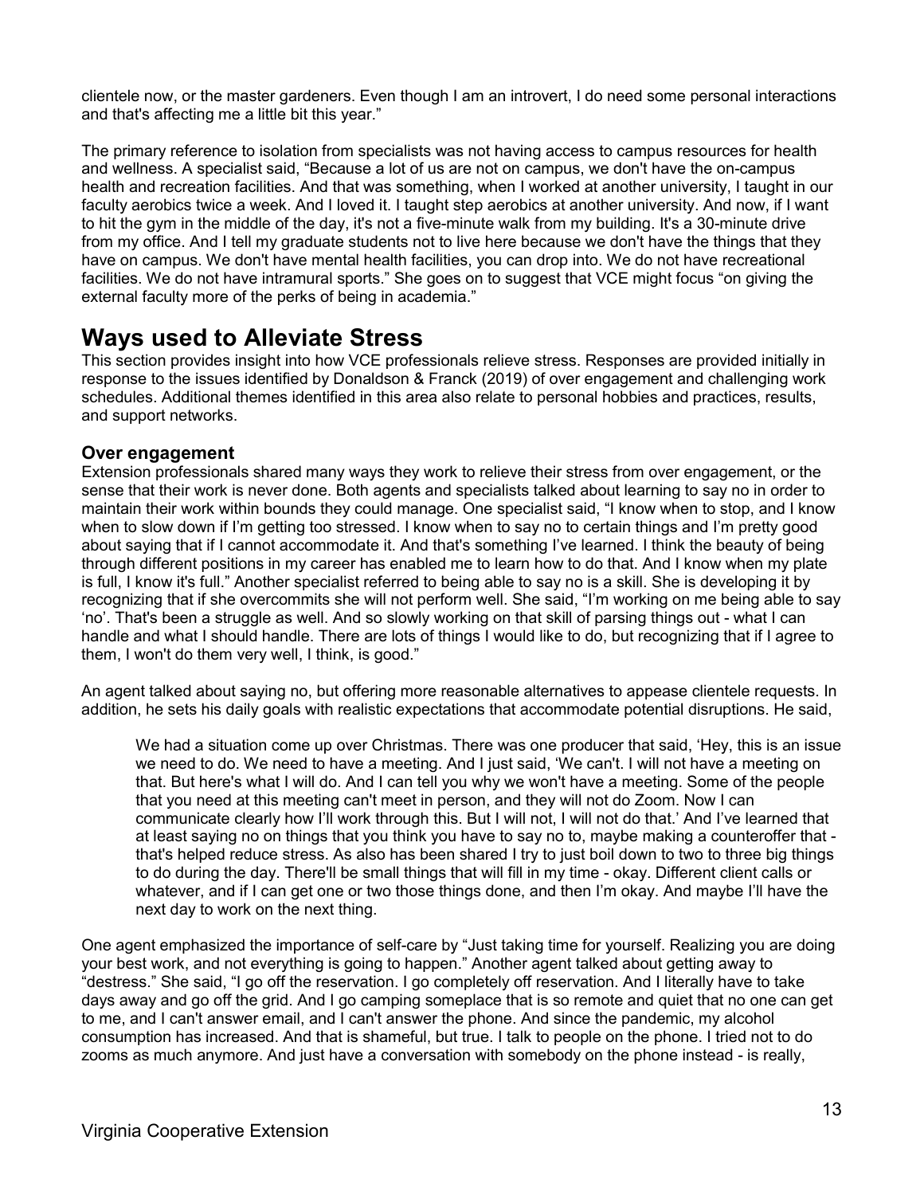clientele now, or the master gardeners. Even though I am an introvert, I do need some personal interactions and that's affecting me a little bit this year."

The primary reference to isolation from specialists was not having access to campus resources for health and wellness. A specialist said, "Because a lot of us are not on campus, we don't have the on-campus health and recreation facilities. And that was something, when I worked at another university, I taught in our faculty aerobics twice a week. And I loved it. I taught step aerobics at another university. And now, if I want to hit the gym in the middle of the day, it's not a five-minute walk from my building. It's a 30-minute drive from my office. And I tell my graduate students not to live here because we don't have the things that they have on campus. We don't have mental health facilities, you can drop into. We do not have recreational facilities. We do not have intramural sports." She goes on to suggest that VCE might focus "on giving the external faculty more of the perks of being in academia."

# Ways used to Alleviate Stress

This section provides insight into how VCE professionals relieve stress. Responses are provided initially in response to the issues identified by Donaldson & Franck (2019) of over engagement and challenging work schedules. Additional themes identified in this area also relate to personal hobbies and practices, results, and support networks.

## Over engagement

Extension professionals shared many ways they work to relieve their stress from over engagement, or the sense that their work is never done. Both agents and specialists talked about learning to say no in order to maintain their work within bounds they could manage. One specialist said, "I know when to stop, and I know when to slow down if I'm getting too stressed. I know when to say no to certain things and I'm pretty good about saying that if I cannot accommodate it. And that's something I've learned. I think the beauty of being through different positions in my career has enabled me to learn how to do that. And I know when my plate is full, I know it's full." Another specialist referred to being able to say no is a skill. She is developing it by recognizing that if she overcommits she will not perform well. She said, "I'm working on me being able to say 'no'. That's been a struggle as well. And so slowly working on that skill of parsing things out - what I can handle and what I should handle. There are lots of things I would like to do, but recognizing that if I agree to them, I won't do them very well, I think, is good."

An agent talked about saying no, but offering more reasonable alternatives to appease clientele requests. In addition, he sets his daily goals with realistic expectations that accommodate potential disruptions. He said,

> We had a situation come up over Christmas. There was one producer that said, 'Hey, this is an issue we need to do. We need to have a meeting. And I just said, 'We can't. I will not have a meeting on that. But here's what I will do. And I can tell you why we won't have a meeting. Some of the people that you need at this meeting can't meet in person, and they will not do Zoom. Now I can communicate clearly how I'll work through this. But I will not, I will not do that.' And I've learned that at least saying no on things that you think you have to say no to, maybe making a counteroffer that - that's helped reduce stress. As also has been shared I try to just boil down to two to three big things to do during the day. There'll be small things that will fill in my time - okay. Different client calls or whatever, and if I can get one or two those things done, and then I'm okay. And maybe I'll have the next day to work on the next thing.

One agent emphasized the importance of self-care by "Just taking time for yourself. Realizing you are doing your best work, and not everything is going to happen." Another agent talked about getting away to "destress." She said, "I go off the reservation. I go completely off reservation. And I literally have to take days away and go off the grid. And I go camping someplace that is so remote and quiet that no one can get to me, and I can't answer email, and I can't answer the phone. And since the pandemic, my alcohol consumption has increased. And that is shameful, but true. I talk to people on the phone. I tried not to do zooms as much anymore. And just have a conversation with somebody on the phone instead - is really,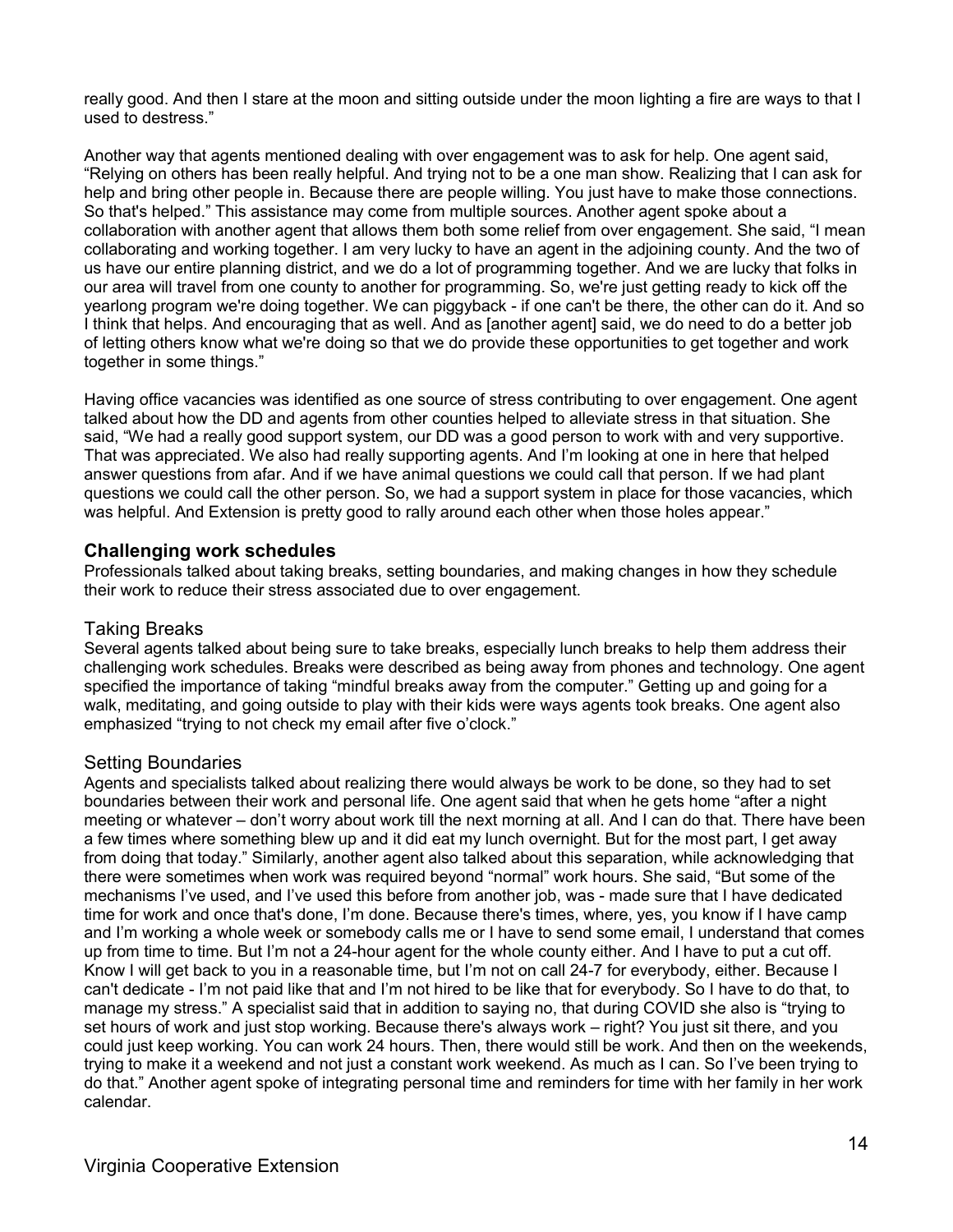really good. And then I stare at the moon and sitting outside under the moon lighting a fire are ways to that I used to destress."

Another way that agents mentioned dealing with over engagement was to ask for help. One agent said, "Relying on others has been really helpful. And trying not to be a one man show. Realizing that I can ask for help and bring other people in. Because there are people willing. You just have to make those connections. So that's helped." This assistance may come from multiple sources. Another agent spoke about a collaboration with another agent that allows them both some relief from over engagement. She said, "I mean collaborating and working together. I am very lucky to have an agent in the adjoining county. And the two of us have our entire planning district, and we do a lot of programming together. And we are lucky that folks in our area will travel from one county to another for programming. So, we're just getting ready to kick off the yearlong program we're doing together. We can piggyback - if one can't be there, the other can do it. And so I think that helps. And encouraging that as well. And as [another agent] said, we do need to do a better job of letting others know what we're doing so that we do provide these opportunities to get together and work together in some things."

Having office vacancies was identified as one source of stress contributing to over engagement. One agent talked about how the DD and agents from other counties helped to alleviate stress in that situation. She said, "We had a really good support system, our DD was a good person to work with and very supportive. That was appreciated. We also had really supporting agents. And I'm looking at one in here that helped answer questions from afar. And if we have animal questions we could call that person. If we had plant questions we could call the other person. So, we had a support system in place for those vacancies, which was helpful. And Extension is pretty good to rally around each other when those holes appear."

### Challenging work schedules

Professionals talked about taking breaks, setting boundaries, and making changes in how they schedule their work to reduce their stress associated due to over engagement.

#### Taking Breaks

Several agents talked about being sure to take breaks, especially lunch breaks to help them address their challenging work schedules. Breaks were described as being away from phones and technology. One agent specified the importance of taking "mindful breaks away from the computer." Getting up and going for a walk, meditating, and going outside to play with their kids were ways agents took breaks. One agent also emphasized "trying to not check my email after five o'clock."

#### Setting Boundaries

Agents and specialists talked about realizing there would always be work to be done, so they had to set boundaries between their work and personal life. One agent said that when he gets home "after a night meeting or whatever – don't worry about work till the next morning at all. And I can do that. There have been a few times where something blew up and it did eat my lunch overnight. But for the most part, I get away from doing that today." Similarly, another agent also talked about this separation, while acknowledging that there were sometimes when work was required beyond "normal" work hours. She said, "But some of the mechanisms I've used, and I've used this before from another job, was - made sure that I have dedicated time for work and once that's done, I'm done. Because there's times, where, yes, you know if I have camp and I'm working a whole week or somebody calls me or I have to send some email, I understand that comes up from time to time. But I'm not a 24-hour agent for the whole county either. And I have to put a cut off. Know I will get back to you in a reasonable time, but I'm not on call 24-7 for everybody, either. Because I can't dedicate - I'm not paid like that and I'm not hired to be like that for everybody. So I have to do that, to manage my stress." A specialist said that in addition to saying no, that during COVID she also is "trying to set hours of work and just stop working. Because there's always work – right? You just sit there, and you could just keep working. You can work 24 hours. Then, there would still be work. And then on the weekends, trying to make it a weekend and not just a constant work weekend. As much as I can. So I've been trying to do that." Another agent spoke of integrating personal time and reminders for time with her family in her work calendar.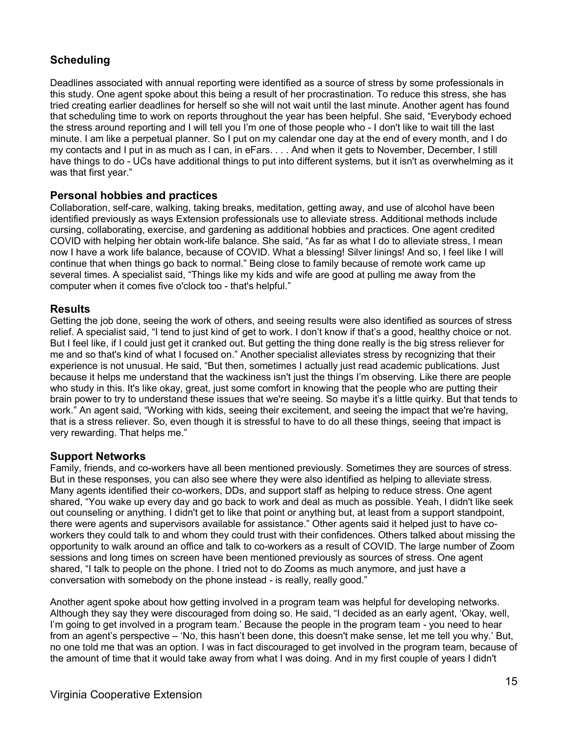## Scheduling

Deadlines associated with annual reporting were identified as a source of stress by some professionals in this study. One agent spoke about this being a result of her procrastination. To reduce this stress, she has tried creating earlier deadlines for herself so she will not wait until the last minute. Another agent has found that scheduling time to work on reports throughout the year has been helpful. She said, "Everybody echoed the stress around reporting and I will tell you I'm one of those people who - I don't like to wait till the last minute. I am like a perpetual planner. So I put on my calendar one day at the end of every month, and I do my contacts and I put in as much as I can, in eFars. . . . And when it gets to November, December, I still have things to do - UCs have additional things to put into different systems, but it isn't as overwhelming as it was that first year."

## Personal hobbies and practices

Collaboration, self-care, walking, taking breaks, meditation, getting away, and use of alcohol have been identified previously as ways Extension professionals use to alleviate stress. Additional methods include cursing, collaborating, exercise, and gardening as additional hobbies and practices. One agent credited COVID with helping her obtain work-life balance. She said, "As far as what I do to alleviate stress, I mean now I have a work life balance, because of COVID. What a blessing! Silver linings! And so, I feel like I will continue that when things go back to normal." Being close to family because of remote work came up several times. A specialist said, "Things like my kids and wife are good at pulling me away from the computer when it comes five o'clock too - that's helpful."

## Results

Getting the job done, seeing the work of others, and seeing results were also identified as sources of stress relief. A specialist said, "I tend to just kind of get to work. I don't know if that's a good, healthy choice or not. But I feel like, if I could just get it cranked out. But getting the thing done really is the big stress reliever for me and so that's kind of what I focused on." Another specialist alleviates stress by recognizing that their experience is not unusual. He said, "But then, sometimes I actually just read academic publications. Just because it helps me understand that the wackiness isn't just the things I'm observing. Like there are people who study in this. It's like okay, great, just some comfort in knowing that the people who are putting their brain power to try to understand these issues that we're seeing. So maybe it's a little quirky. But that tends to work." An agent said, "Working with kids, seeing their excitement, and seeing the impact that we're having, that is a stress reliever. So, even though it is stressful to have to do all these things, seeing that impact is very rewarding. That helps me."

## Support Networks

Family, friends, and co-workers have all been mentioned previously. Sometimes they are sources of stress. But in these responses, you can also see where they were also identified as helping to alleviate stress. Many agents identified their co-workers, DDs, and support staff as helping to reduce stress. One agent shared, "You wake up every day and go back to work and deal as much as possible. Yeah, I didn't like seek out counseling or anything. I didn't get to like that point or anything but, at least from a support standpoint, there were agents and supervisors available for assistance." Other agents said it helped just to have co-workers they could talk to and whom they could trust with their confidences. Others talked about missing the opportunity to walk around an office and talk to co-workers as a result of COVID. The large number of Zoom sessions and long times on screen have been mentioned previously as sources of stress. One agent shared, "I talk to people on the phone. I tried not to do Zooms as much anymore, and just have a conversation with somebody on the phone instead - is really, really good."

Another agent spoke about how getting involved in a program team was helpful for developing networks. Although they say they were discouraged from doing so. He said, "I decided as an early agent, 'Okay, well, I'm going to get involved in a program team.' Because the people in the program team - you need to hear from an agent's perspective – 'No, this hasn't been done, this doesn't make sense, let me tell you why.' But, no one told me that was an option. I was in fact discouraged to get involved in the program team, because of the amount of time that it would take away from what I was doing. And in my first couple of years I didn't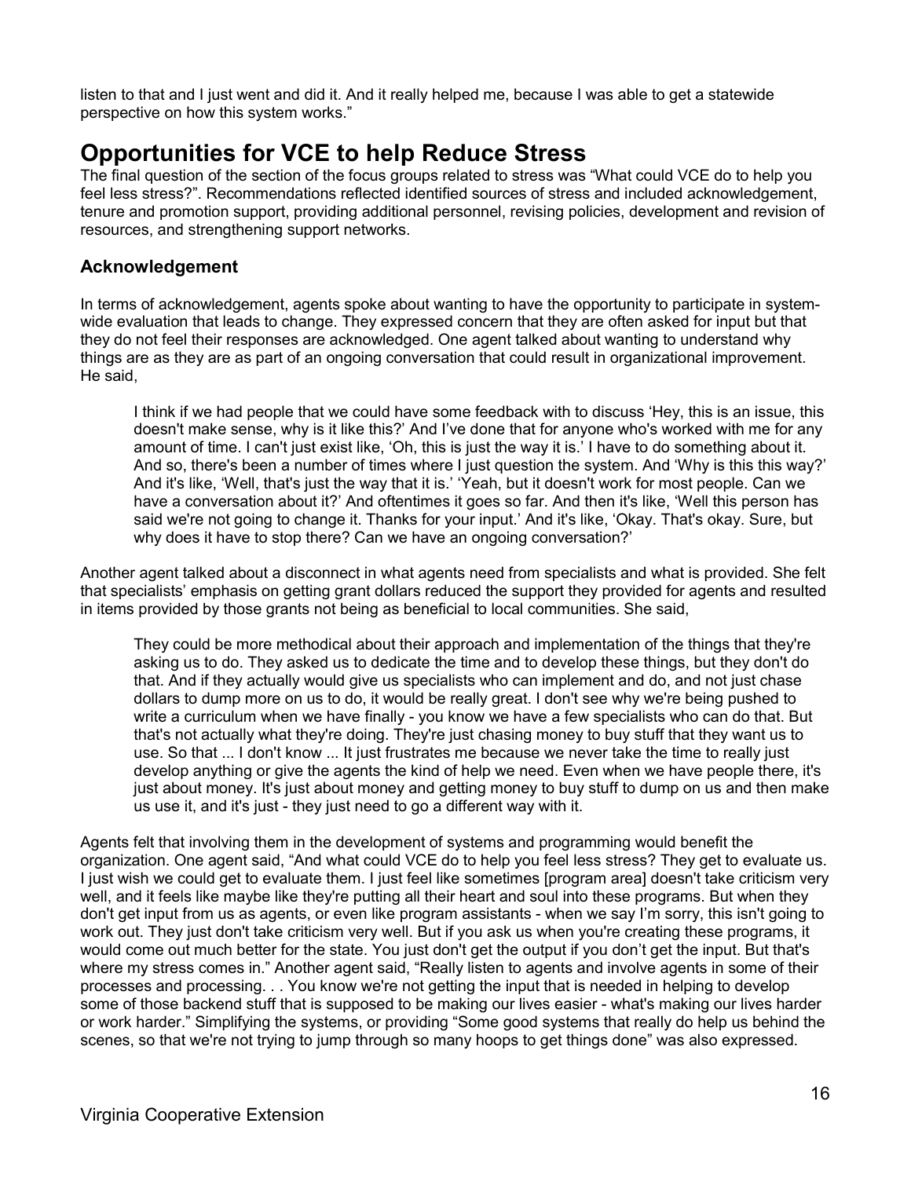listen to that and I just went and did it. And it really helped me, because I was able to get a statewide perspective on how this system works."

## Opportunities for VCE to help Reduce Stress

The final question of the section of the focus groups related to stress was "What could VCE do to help you feel less stress?". Recommendations reflected identified sources of stress and included acknowledgement, tenure and promotion support, providing additional personnel, revising policies, development and revision of resources, and strengthening support networks.

### Acknowledgement

In terms of acknowledgement, agents spoke about wanting to have the opportunity to participate in system-wide evaluation that leads to change. They expressed concern that they are often asked for input but that they do not feel their responses are acknowledged. One agent talked about wanting to understand why things are as they are as part of an ongoing conversation that could result in organizational improvement. He said,

> I think if we had people that we could have some feedback with to discuss 'Hey, this is an issue, this doesn't make sense, why is it like this?' And I've done that for anyone who's worked with me for any amount of time. I can't just exist like, 'Oh, this is just the way it is.' I have to do something about it. And so, there's been a number of times where I just question the system. And 'Why is this this way?' And it's like, 'Well, that's just the way that it is.' 'Yeah, but it doesn't work for most people. Can we have a conversation about it?' And oftentimes it goes so far. And then it's like, 'Well this person has said we're not going to change it. Thanks for your input.' And it's like, 'Okay. That's okay. Sure, but why does it have to stop there? Can we have an ongoing conversation?'

Another agent talked about a disconnect in what agents need from specialists and what is provided. She felt that specialists' emphasis on getting grant dollars reduced the support they provided for agents and resulted in items provided by those grants not being as beneficial to local communities. She said,

> They could be more methodical about their approach and implementation of the things that they're asking us to do. They asked us to dedicate the time and to develop these things, but they don't do that. And if they actually would give us specialists who can implement and do, and not just chase dollars to dump more on us to do, it would be really great. I don't see why we're being pushed to write a curriculum when we have finally - you know we have a few specialists who can do that. But that's not actually what they're doing. They're just chasing money to buy stuff that they want us to use. So that ... I don't know ... It just frustrates me because we never take the time to really just develop anything or give the agents the kind of help we need. Even when we have people there, it's just about money. It's just about money and getting money to buy stuff to dump on us and then make us use it, and it's just - they just need to go a different way with it.

Agents felt that involving them in the development of systems and programming would benefit the organization. One agent said, "And what could VCE do to help you feel less stress? They get to evaluate us. I just wish we could get to evaluate them. I just feel like sometimes [program area] doesn't take criticism very well, and it feels like maybe like they're putting all their heart and soul into these programs. But when they don't get input from us as agents, or even like program assistants - when we say I'm sorry, this isn't going to work out. They just don't take criticism very well. But if you ask us when you're creating these programs, it would come out much better for the state. You just don't get the output if you don't get the input. But that's where my stress comes in." Another agent said, "Really listen to agents and involve agents in some of their processes and processing. . . You know we're not getting the input that is needed in helping to develop some of those backend stuff that is supposed to be making our lives easier - what's making our lives harder or work harder." Simplifying the systems, or providing "Some good systems that really do help us behind the scenes, so that we're not trying to jump through so many hoops to get things done" was also expressed.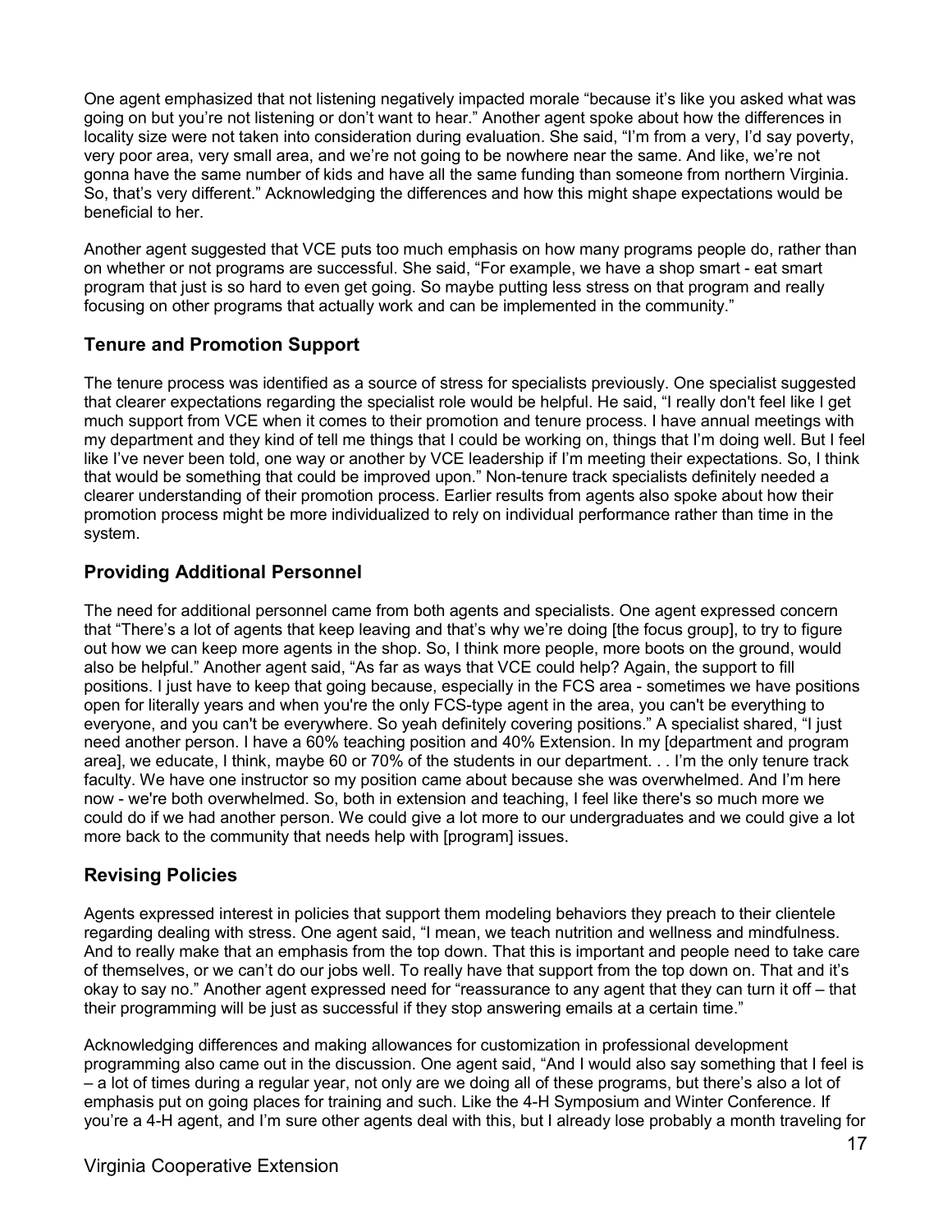One agent emphasized that not listening negatively impacted morale “because it's like you asked what was going on but you're not listening or don't want to hear.” Another agent spoke about how the differences in locality size were not taken into consideration during evaluation. She said, “I'm from a very, I'd say poverty, very poor area, very small area, and we're not going to be nowhere near the same. And like, we're not gonna have the same number of kids and have all the same funding than someone from northern Virginia. So, that's very different.” Acknowledging the differences and how this might shape expectations would be beneficial to her.

Another agent suggested that VCE puts too much emphasis on how many programs people do, rather than on whether or not programs are successful. She said, “For example, we have a shop smart - eat smart program that just is so hard to even get going. So maybe putting less stress on that program and really focusing on other programs that actually work and can be implemented in the community.”

## Tenure and Promotion Support

The tenure process was identified as a source of stress for specialists previously. One specialist suggested that clearer expectations regarding the specialist role would be helpful. He said, “I really don't feel like I get much support from VCE when it comes to their promotion and tenure process. I have annual meetings with my department and they kind of tell me things that I could be working on, things that I'm doing well. But I feel like I've never been told, one way or another by VCE leadership if I'm meeting their expectations. So, I think that would be something that could be improved upon.” Non-tenure track specialists definitely needed a clearer understanding of their promotion process. Earlier results from agents also spoke about how their promotion process might be more individualized to rely on individual performance rather than time in the system.

## Providing Additional Personnel

The need for additional personnel came from both agents and specialists. One agent expressed concern that “There's a lot of agents that keep leaving and that's why we're doing [the focus group], to try to figure out how we can keep more agents in the shop. So, I think more people, more boots on the ground, would also be helpful.” Another agent said, “As far as ways that VCE could help? Again, the support to fill positions. I just have to keep that going because, especially in the FCS area - sometimes we have positions open for literally years and when you're the only FCS-type agent in the area, you can't be everything to everyone, and you can't be everywhere. So yeah definitely covering positions.” A specialist shared, “I just need another person. I have a 60% teaching position and 40% Extension. In my [department and program area], we educate, I think, maybe 60 or 70% of the students in our department. . . I'm the only tenure track faculty. We have one instructor so my position came about because she was overwhelmed. And I'm here now - we're both overwhelmed. So, both in extension and teaching, I feel like there's so much more we could do if we had another person. We could give a lot more to our undergraduates and we could give a lot more back to the community that needs help with [program] issues.

## Revising Policies

Agents expressed interest in policies that support them modeling behaviors they preach to their clientele regarding dealing with stress. One agent said, “I mean, we teach nutrition and wellness and mindfulness. And to really make that an emphasis from the top down. That this is important and people need to take care of themselves, or we can't do our jobs well. To really have that support from the top down on. That and it's okay to say no.” Another agent expressed need for “reassurance to any agent that they can turn it off – that their programming will be just as successful if they stop answering emails at a certain time.”

Acknowledging differences and making allowances for customization in professional development programming also came out in the discussion. One agent said, “And I would also say something that I feel is – a lot of times during a regular year, not only are we doing all of these programs, but there's also a lot of emphasis put on going places for training and such. Like the 4-H Symposium and Winter Conference. If you're a 4-H agent, and I'm sure other agents deal with this, but I already lose probably a month traveling for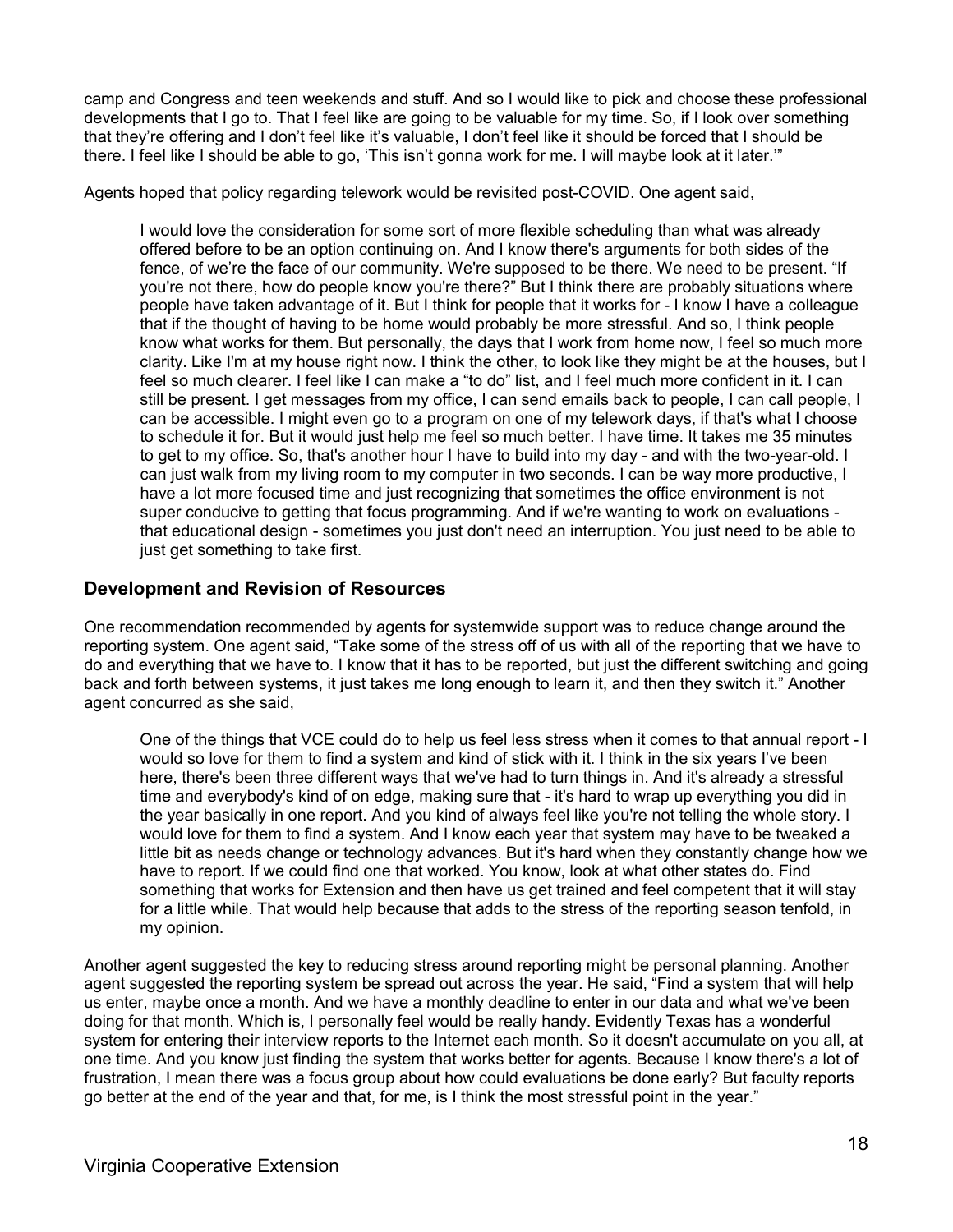camp and Congress and teen weekends and stuff. And so I would like to pick and choose these professional developments that I go to. That I feel like are going to be valuable for my time. So, if I look over something that they're offering and I don't feel like it's valuable, I don't feel like it should be forced that I should be there. I feel like I should be able to go, 'This isn't gonna work for me. I will maybe look at it later.'"

Agents hoped that policy regarding telework would be revisited post-COVID. One agent said,

> I would love the consideration for some sort of more flexible scheduling than what was already offered before to be an option continuing on. And I know there's arguments for both sides of the fence, of we're the face of our community. We're supposed to be there. We need to be present. "If you're not there, how do people know you're there?" But I think there are probably situations where people have taken advantage of it. But I think for people that it works for - I know I have a colleague that if the thought of having to be home would probably be more stressful. And so, I think people know what works for them. But personally, the days that I work from home now, I feel so much more clarity. Like I'm at my house right now. I think the other, to look like they might be at the houses, but I feel so much clearer. I feel like I can make a "to do" list, and I feel much more confident in it. I can still be present. I get messages from my office, I can send emails back to people, I can call people, I can be accessible. I might even go to a program on one of my telework days, if that's what I choose to schedule it for. But it would just help me feel so much better. I have time. It takes me 35 minutes to get to my office. So, that's another hour I have to build into my day - and with the two-year-old. I can just walk from my living room to my computer in two seconds. I can be way more productive, I have a lot more focused time and just recognizing that sometimes the office environment is not super conducive to getting that focus programming. And if we're wanting to work on evaluations - that educational design - sometimes you just don't need an interruption. You just need to be able to just get something to take first.

## Development and Revision of Resources

One recommendation recommended by agents for systemwide support was to reduce change around the reporting system. One agent said, "Take some of the stress off of us with all of the reporting that we have to do and everything that we have to. I know that it has to be reported, but just the different switching and going back and forth between systems, it just takes me long enough to learn it, and then they switch it." Another agent concurred as she said,

> One of the things that VCE could do to help us feel less stress when it comes to that annual report - I would so love for them to find a system and kind of stick with it. I think in the six years I've been here, there's been three different ways that we've had to turn things in. And it's already a stressful time and everybody's kind of on edge, making sure that - it's hard to wrap up everything you did in the year basically in one report. And you kind of always feel like you're not telling the whole story. I would love for them to find a system. And I know each year that system may have to be tweaked a little bit as needs change or technology advances. But it's hard when they constantly change how we have to report. If we could find one that worked. You know, look at what other states do. Find something that works for Extension and then have us get trained and feel competent that it will stay for a little while. That would help because that adds to the stress of the reporting season tenfold, in my opinion.

Another agent suggested the key to reducing stress around reporting might be personal planning. Another agent suggested the reporting system be spread out across the year. He said, "Find a system that will help us enter, maybe once a month. And we have a monthly deadline to enter in our data and what we've been doing for that month. Which is, I personally feel would be really handy. Evidently Texas has a wonderful system for entering their interview reports to the Internet each month. So it doesn't accumulate on you all, at one time. And you know just finding the system that works better for agents. Because I know there's a lot of frustration, I mean there was a focus group about how could evaluations be done early? But faculty reports go better at the end of the year and that, for me, is I think the most stressful point in the year."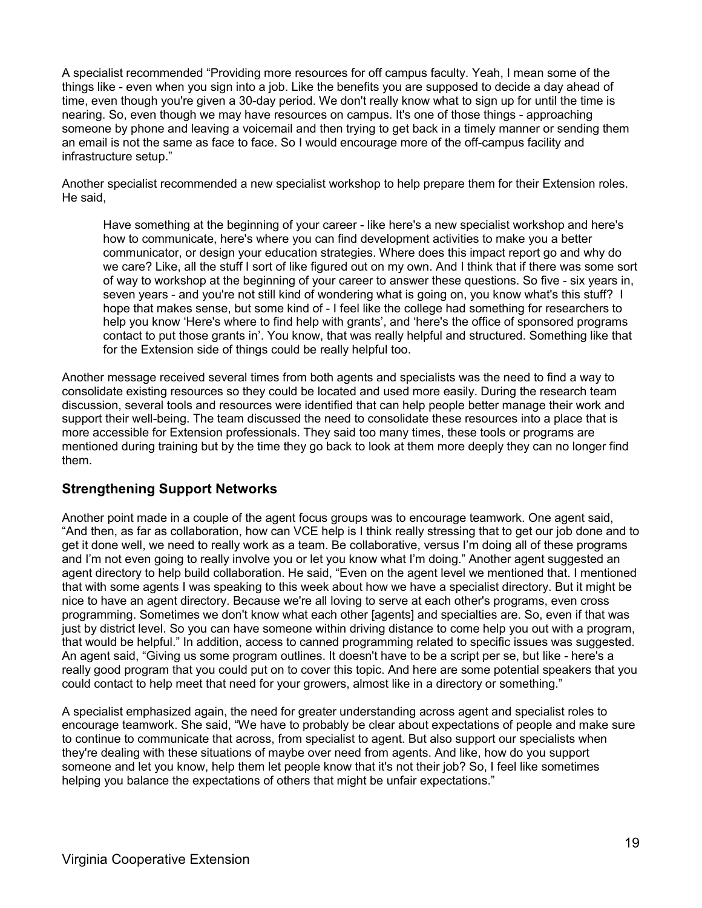A specialist recommended "Providing more resources for off campus faculty. Yeah, I mean some of the things like - even when you sign into a job. Like the benefits you are supposed to decide a day ahead of time, even though you're given a 30-day period. We don't really know what to sign up for until the time is nearing. So, even though we may have resources on campus. It's one of those things - approaching someone by phone and leaving a voicemail and then trying to get back in a timely manner or sending them an email is not the same as face to face. So I would encourage more of the off-campus facility and infrastructure setup."

Another specialist recommended a new specialist workshop to help prepare them for their Extension roles. He said,

> Have something at the beginning of your career - like here's a new specialist workshop and here's how to communicate, here's where you can find development activities to make you a better communicator, or design your education strategies. Where does this impact report go and why do we care? Like, all the stuff I sort of like figured out on my own. And I think that if there was some sort of way to workshop at the beginning of your career to answer these questions. So five - six years in, seven years - and you're not still kind of wondering what is going on, you know what's this stuff? I hope that makes sense, but some kind of - I feel like the college had something for researchers to help you know 'Here's where to find help with grants', and 'here's the office of sponsored programs contact to put those grants in'. You know, that was really helpful and structured. Something like that for the Extension side of things could be really helpful too.

Another message received several times from both agents and specialists was the need to find a way to consolidate existing resources so they could be located and used more easily. During the research team discussion, several tools and resources were identified that can help people better manage their work and support their well-being. The team discussed the need to consolidate these resources into a place that is more accessible for Extension professionals. They said too many times, these tools or programs are mentioned during training but by the time they go back to look at them more deeply they can no longer find them.

## Strengthening Support Networks

Another point made in a couple of the agent focus groups was to encourage teamwork. One agent said, "And then, as far as collaboration, how can VCE help is I think really stressing that to get our job done and to get it done well, we need to really work as a team. Be collaborative, versus I'm doing all of these programs and I'm not even going to really involve you or let you know what I'm doing." Another agent suggested an agent directory to help build collaboration. He said, "Even on the agent level we mentioned that. I mentioned that with some agents I was speaking to this week about how we have a specialist directory. But it might be nice to have an agent directory. Because we're all loving to serve at each other's programs, even cross programming. Sometimes we don't know what each other [agents] and specialties are. So, even if that was just by district level. So you can have someone within driving distance to come help you out with a program, that would be helpful." In addition, access to canned programming related to specific issues was suggested. An agent said, "Giving us some program outlines. It doesn't have to be a script per se, but like - here's a really good program that you could put on to cover this topic. And here are some potential speakers that you could contact to help meet that need for your growers, almost like in a directory or something."

A specialist emphasized again, the need for greater understanding across agent and specialist roles to encourage teamwork. She said, "We have to probably be clear about expectations of people and make sure to continue to communicate that across, from specialist to agent. But also support our specialists when they're dealing with these situations of maybe over need from agents. And like, how do you support someone and let you know, help them let people know that it's not their job? So, I feel like sometimes helping you balance the expectations of others that might be unfair expectations."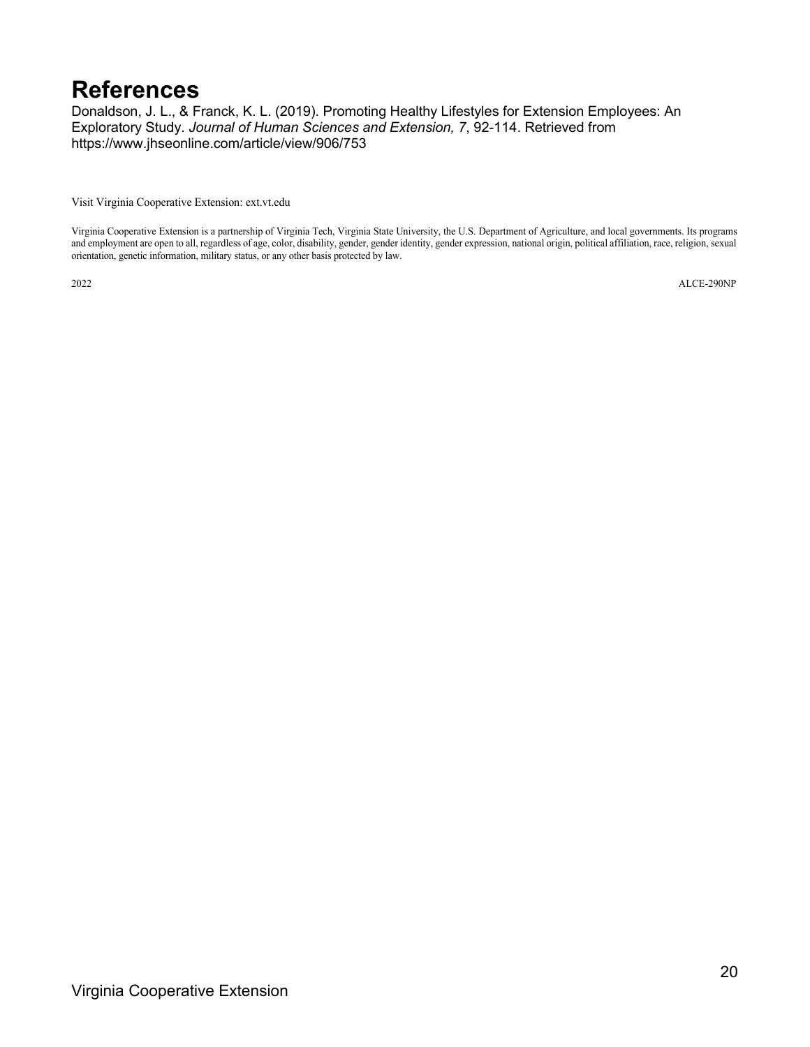# References

Donaldson, J. L., & Franck, K. L. (2019). Promoting Healthy Lifestyles for Extension Employees: An Exploratory Study. *Journal of Human Sciences and Extension, 7*, 92-114. Retrieved from https://www.jhseonline.com/article/view/906/753

Visit Virginia Cooperative Extension: ext.vt.edu

Virginia Cooperative Extension is a partnership of Virginia Tech, Virginia State University, the U.S. Department of Agriculture, and local governments. Its programs and employment are open to all, regardless of age, color, disability, gender, gender identity, gender expression, national origin, political affiliation, race, religion, sexual orientation, genetic information, military status, or any other basis protected by law.

2022 ALCE-290NP